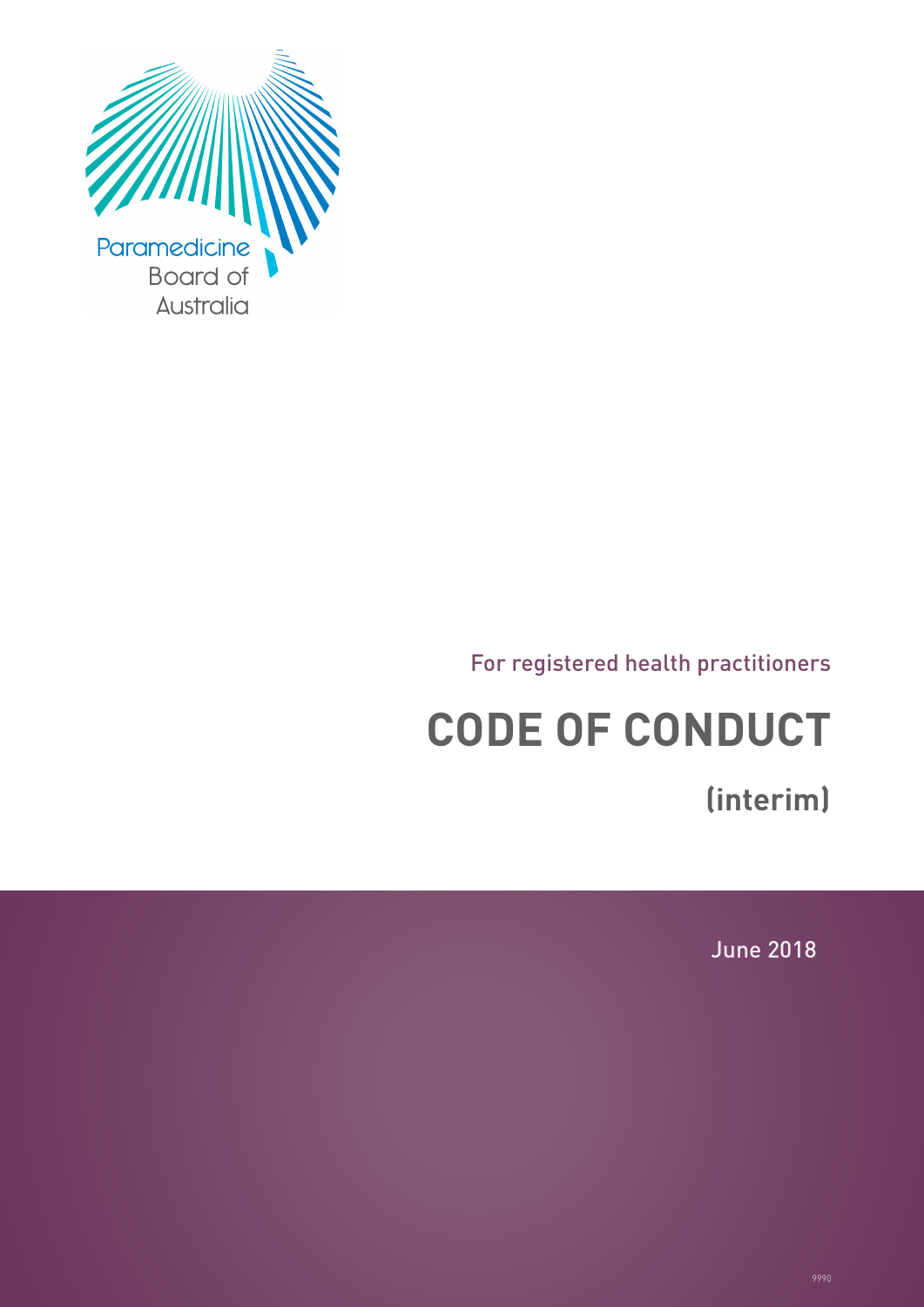Paramedicine Board of Australia

For registered health practitioners

# CODE OF CONDUCT

## (interim)

June 2018

9990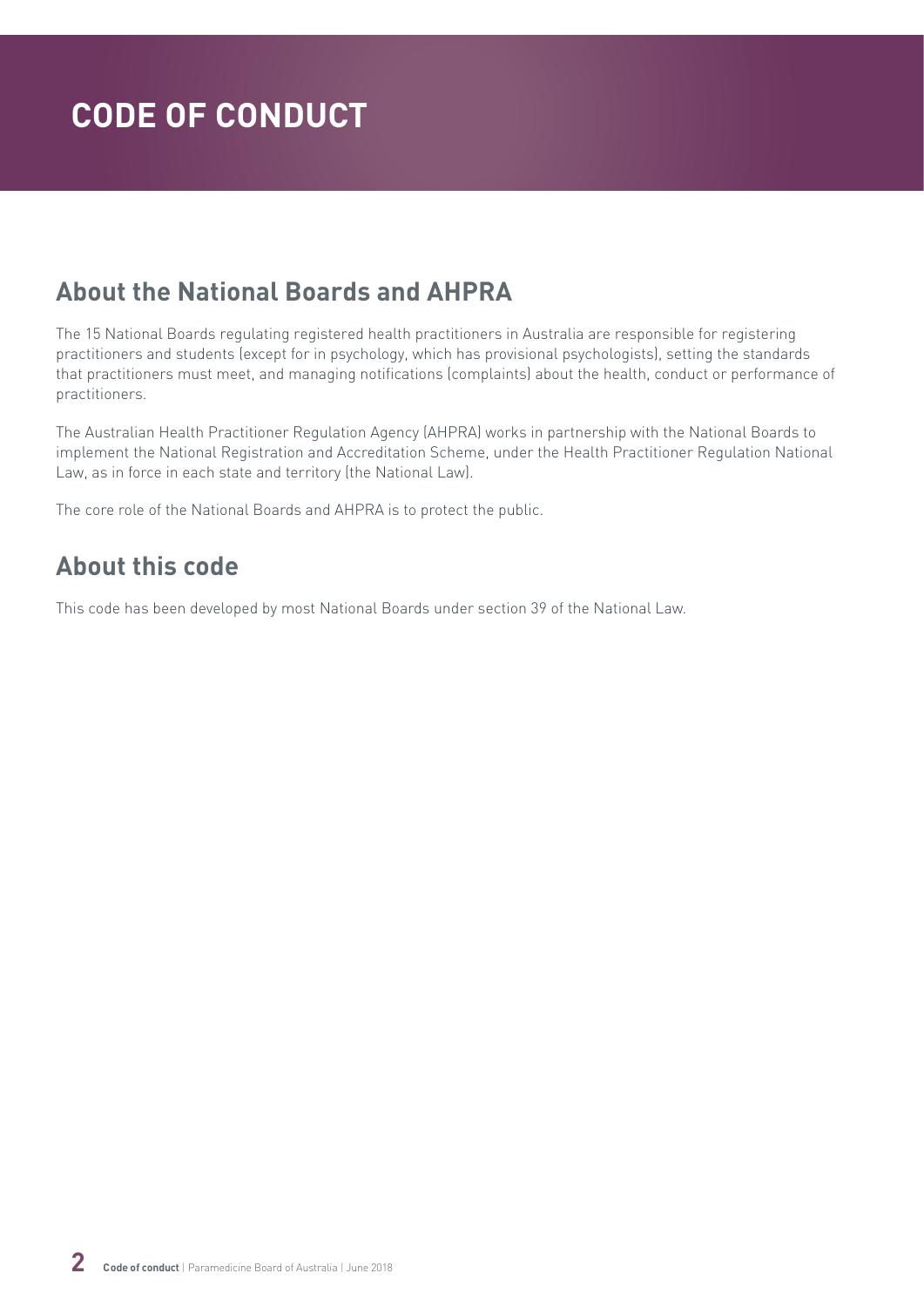# CODE OF CONDUCT

## About the National Boards and AHPRA

The 15 National Boards regulating registered health practitioners in Australia are responsible for registering practitioners and students (except for in psychology, which has provisional psychologists), setting the standards that practitioners must meet, and managing notifications (complaints) about the health, conduct or performance of practitioners.

The Australian Health Practitioner Regulation Agency (AHPRA) works in partnership with the National Boards to implement the National Registration and Accreditation Scheme, under the Health Practitioner Regulation National Law, as in force in each state and territory (the National Law).

The core role of the National Boards and AHPRA is to protect the public.

## About this code

This code has been developed by most National Boards under section 39 of the National Law.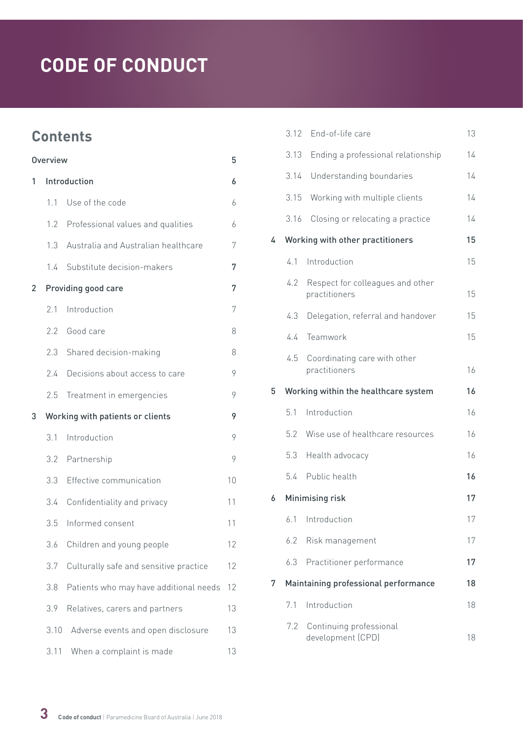# CODE OF CONDUCT

## Contents

| | | |
|---|---|---|
| Overview | | 5 |
| 1 | Introduction | 6 |
| | 1.1 Use of the code | 6 |
| | 1.2 Professional values and qualities | 6 |
| | 1.3 Australia and Australian healthcare | 7 |
| | 1.4 Substitute decision-makers | 7 |
| 2 | Providing good care | 7 |
| | 2.1 Introduction | 7 |
| | 2.2 Good care | 8 |
| | 2.3 Shared decision-making | 8 |
| | 2.4 Decisions about access to care | 9 |
| | 2.5 Treatment in emergencies | 9 |
| 3 | Working with patients or clients | 9 |
| | 3.1 Introduction | 9 |
| | 3.2 Partnership | 9 |
| | 3.3 Effective communication | 10 |
| | 3.4 Confidentiality and privacy | 11 |
| | 3.5 Informed consent | 11 |
| | 3.6 Children and young people | 12 |
| | 3.7 Culturally safe and sensitive practice | 12 |
| | 3.8 Patients who may have additional needs | 12 |
| | 3.9 Relatives, carers and partners | 13 |
| | 3.10 Adverse events and open disclosure | 13 |
| | 3.11 When a complaint is made | 13 |
| | 3.12 End-of-life care | 13 |
| | 3.13 Ending a professional relationship | 14 |
| | 3.14 Understanding boundaries | 14 |
| | 3.15 Working with multiple clients | 14 |
| | 3.16 Closing or relocating a practice | 14 |
| 4 | Working with other practitioners | 15 |
| | 4.1 Introduction | 15 |
| | 4.2 Respect for colleagues and other practitioners | 15 |
| | 4.3 Delegation, referral and handover | 15 |
| | 4.4 Teamwork | 15 |
| | 4.5 Coordinating care with other practitioners | 16 |
| 5 | Working within the healthcare system | 16 |
| | 5.1 Introduction | 16 |
| | 5.2 Wise use of healthcare resources | 16 |
| | 5.3 Health advocacy | 16 |
| | 5.4 Public health | 16 |
| 6 | Minimising risk | 17 |
| | 6.1 Introduction | 17 |
| | 6.2 Risk management | 17 |
| | 6.3 Practitioner performance | 17 |
| 7 | Maintaining professional performance | 18 |
| | 7.1 Introduction | 18 |
| | 7.2 Continuing professional development (CPD) | 18 |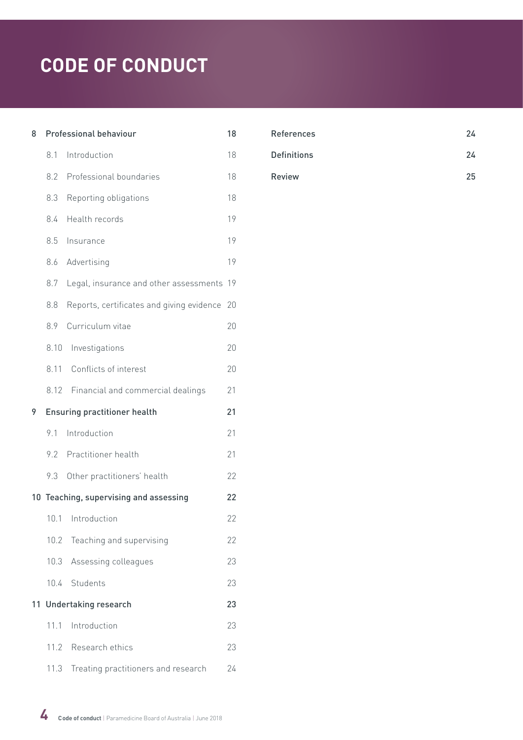# CODE OF CONDUCT

| | | |
|---|---|---|
| **8** | **Professional behaviour** | **18** |
| | 8.1 Introduction | 18 |
| | 8.2 Professional boundaries | 18 |
| | 8.3 Reporting obligations | 18 |
| | 8.4 Health records | 19 |
| | 8.5 Insurance | 19 |
| | 8.6 Advertising | 19 |
| | 8.7 Legal, insurance and other assessments | 19 |
| | 8.8 Reports, certificates and giving evidence | 20 |
| | 8.9 Curriculum vitae | 20 |
| | 8.10 Investigations | 20 |
| | 8.11 Conflicts of interest | 20 |
| | 8.12 Financial and commercial dealings | 21 |
| **9** | **Ensuring practitioner health** | **21** |
| | 9.1 Introduction | 21 |
| | 9.2 Practitioner health | 21 |
| | 9.3 Other practitioners' health | 22 |
| **10** | **Teaching, supervising and assessing** | **22** |
| | 10.1 Introduction | 22 |
| | 10.2 Teaching and supervising | 22 |
| | 10.3 Assessing colleagues | 23 |
| | 10.4 Students | 23 |
| **11** | **Undertaking research** | **23** |
| | 11.1 Introduction | 23 |
| | 11.2 Research ethics | 23 |
| | 11.3 Treating practitioners and research | 24 |

| | |
|---|---|
| **References** | **24** |
| **Definitions** | **24** |
| **Review** | **25** |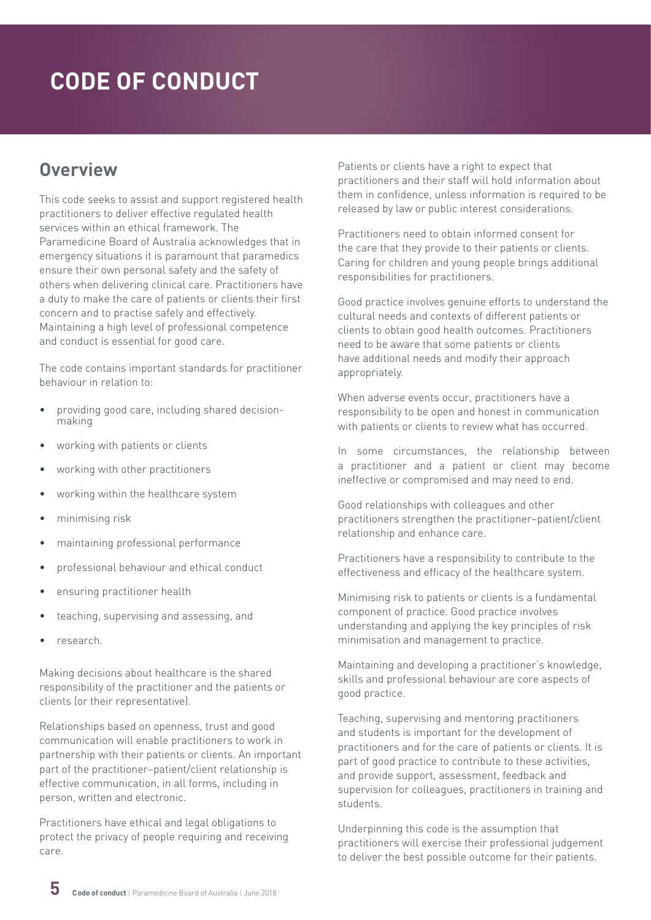# CODE OF CONDUCT

## Overview

This code seeks to assist and support registered health practitioners to deliver effective regulated health services within an ethical framework. The Paramedicine Board of Australia acknowledges that in emergency situations it is paramount that paramedics ensure their own personal safety and the safety of others when delivering clinical care. Practitioners have a duty to make the care of patients or clients their first concern and to practise safely and effectively. Maintaining a high level of professional competence and conduct is essential for good care.

The code contains important standards for practitioner behaviour in relation to:

- providing good care, including shared decision-making
- working with patients or clients
- working with other practitioners
- working within the healthcare system
- minimising risk
- maintaining professional performance
- professional behaviour and ethical conduct
- ensuring practitioner health
- teaching, supervising and assessing, and
- research.

Making decisions about healthcare is the shared responsibility of the practitioner and the patients or clients (or their representative).

Relationships based on openness, trust and good communication will enable practitioners to work in partnership with their patients or clients. An important part of the practitioner–patient/client relationship is effective communication, in all forms, including in person, written and electronic.

Practitioners have ethical and legal obligations to protect the privacy of people requiring and receiving care.

Patients or clients have a right to expect that practitioners and their staff will hold information about them in confidence, unless information is required to be released by law or public interest considerations.

Practitioners need to obtain informed consent for the care that they provide to their patients or clients. Caring for children and young people brings additional responsibilities for practitioners.

Good practice involves genuine efforts to understand the cultural needs and contexts of different patients or clients to obtain good health outcomes. Practitioners need to be aware that some patients or clients have additional needs and modify their approach appropriately.

When adverse events occur, practitioners have a responsibility to be open and honest in communication with patients or clients to review what has occurred.

In some circumstances, the relationship between a practitioner and a patient or client may become ineffective or compromised and may need to end.

Good relationships with colleagues and other practitioners strengthen the practitioner–patient/client relationship and enhance care.

Practitioners have a responsibility to contribute to the effectiveness and efficacy of the healthcare system.

Minimising risk to patients or clients is a fundamental component of practice. Good practice involves understanding and applying the key principles of risk minimisation and management to practice.

Maintaining and developing a practitioner's knowledge, skills and professional behaviour are core aspects of good practice.

Teaching, supervising and mentoring practitioners and students is important for the development of practitioners and for the care of patients or clients. It is part of good practice to contribute to these activities, and provide support, assessment, feedback and supervision for colleagues, practitioners in training and students.

Underpinning this code is the assumption that practitioners will exercise their professional judgement to deliver the best possible outcome for their patients.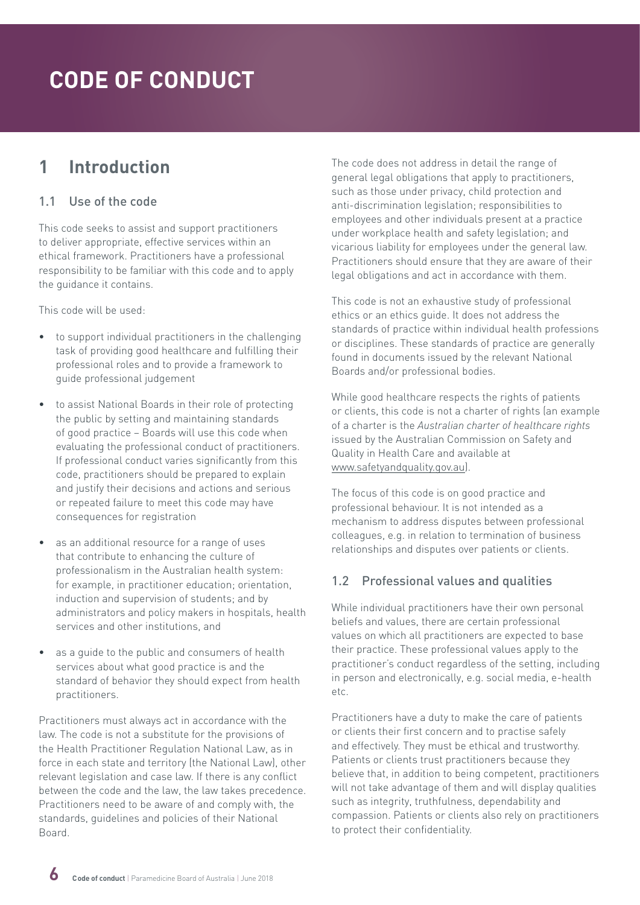# CODE OF CONDUCT

## 1 Introduction

### 1.1 Use of the code

This code seeks to assist and support practitioners to deliver appropriate, effective services within an ethical framework. Practitioners have a professional responsibility to be familiar with this code and to apply the guidance it contains.

This code will be used:

- to support individual practitioners in the challenging task of providing good healthcare and fulfilling their professional roles and to provide a framework to guide professional judgement
- to assist National Boards in their role of protecting the public by setting and maintaining standards of good practice – Boards will use this code when evaluating the professional conduct of practitioners. If professional conduct varies significantly from this code, practitioners should be prepared to explain and justify their decisions and actions and serious or repeated failure to meet this code may have consequences for registration
- as an additional resource for a range of uses that contribute to enhancing the culture of professionalism in the Australian health system: for example, in practitioner education; orientation, induction and supervision of students; and by administrators and policy makers in hospitals, health services and other institutions, and
- as a guide to the public and consumers of health services about what good practice is and the standard of behavior they should expect from health practitioners.

Practitioners must always act in accordance with the law. The code is not a substitute for the provisions of the Health Practitioner Regulation National Law, as in force in each state and territory (the National Law), other relevant legislation and case law. If there is any conflict between the code and the law, the law takes precedence. Practitioners need to be aware of and comply with, the standards, guidelines and policies of their National Board.

The code does not address in detail the range of general legal obligations that apply to practitioners, such as those under privacy, child protection and anti-discrimination legislation; responsibilities to employees and other individuals present at a practice under workplace health and safety legislation; and vicarious liability for employees under the general law. Practitioners should ensure that they are aware of their legal obligations and act in accordance with them.

This code is not an exhaustive study of professional ethics or an ethics guide. It does not address the standards of practice within individual health professions or disciplines. These standards of practice are generally found in documents issued by the relevant National Boards and/or professional bodies.

While good healthcare respects the rights of patients or clients, this code is not a charter of rights (an example of a charter is the *Australian charter of healthcare rights* issued by the Australian Commission on Safety and Quality in Health Care and available at www.safetyandquality.gov.au).

The focus of this code is on good practice and professional behaviour. It is not intended as a mechanism to address disputes between professional colleagues, e.g. in relation to termination of business relationships and disputes over patients or clients.

### 1.2 Professional values and qualities

While individual practitioners have their own personal beliefs and values, there are certain professional values on which all practitioners are expected to base their practice. These professional values apply to the practitioner's conduct regardless of the setting, including in person and electronically, e.g. social media, e-health etc.

Practitioners have a duty to make the care of patients or clients their first concern and to practise safely and effectively. They must be ethical and trustworthy. Patients or clients trust practitioners because they believe that, in addition to being competent, practitioners will not take advantage of them and will display qualities such as integrity, truthfulness, dependability and compassion. Patients or clients also rely on practitioners to protect their confidentiality.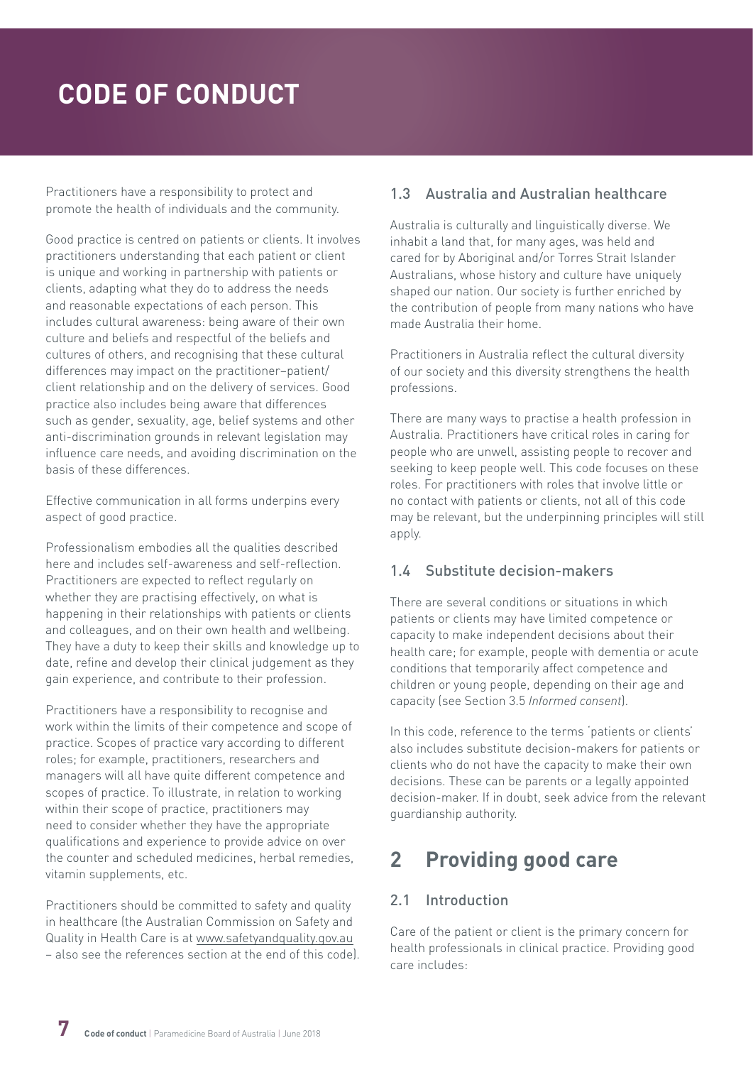# CODE OF CONDUCT

Practitioners have a responsibility to protect and promote the health of individuals and the community.

Good practice is centred on patients or clients. It involves practitioners understanding that each patient or client is unique and working in partnership with patients or clients, adapting what they do to address the needs and reasonable expectations of each person. This includes cultural awareness: being aware of their own culture and beliefs and respectful of the beliefs and cultures of others, and recognising that these cultural differences may impact on the practitioner–patient/client relationship and on the delivery of services. Good practice also includes being aware that differences such as gender, sexuality, age, belief systems and other anti-discrimination grounds in relevant legislation may influence care needs, and avoiding discrimination on the basis of these differences.

Effective communication in all forms underpins every aspect of good practice.

Professionalism embodies all the qualities described here and includes self-awareness and self-reflection. Practitioners are expected to reflect regularly on whether they are practising effectively, on what is happening in their relationships with patients or clients and colleagues, and on their own health and wellbeing. They have a duty to keep their skills and knowledge up to date, refine and develop their clinical judgement as they gain experience, and contribute to their profession.

Practitioners have a responsibility to recognise and work within the limits of their competence and scope of practice. Scopes of practice vary according to different roles; for example, practitioners, researchers and managers will all have quite different competence and scopes of practice. To illustrate, in relation to working within their scope of practice, practitioners may need to consider whether they have the appropriate qualifications and experience to provide advice on over the counter and scheduled medicines, herbal remedies, vitamin supplements, etc.

Practitioners should be committed to safety and quality in healthcare (the Australian Commission on Safety and Quality in Health Care is at www.safetyandquality.gov.au – also see the references section at the end of this code).

### 1.3 Australia and Australian healthcare

Australia is culturally and linguistically diverse. We inhabit a land that, for many ages, was held and cared for by Aboriginal and/or Torres Strait Islander Australians, whose history and culture have uniquely shaped our nation. Our society is further enriched by the contribution of people from many nations who have made Australia their home.

Practitioners in Australia reflect the cultural diversity of our society and this diversity strengthens the health professions.

There are many ways to practise a health profession in Australia. Practitioners have critical roles in caring for people who are unwell, assisting people to recover and seeking to keep people well. This code focuses on these roles. For practitioners with roles that involve little or no contact with patients or clients, not all of this code may be relevant, but the underpinning principles will still apply.

### 1.4 Substitute decision-makers

There are several conditions or situations in which patients or clients may have limited competence or capacity to make independent decisions about their health care; for example, people with dementia or acute conditions that temporarily affect competence and children or young people, depending on their age and capacity (see Section 3.5 *Informed consent*).

In this code, reference to the terms 'patients or clients' also includes substitute decision-makers for patients or clients who do not have the capacity to make their own decisions. These can be parents or a legally appointed decision-maker. If in doubt, seek advice from the relevant guardianship authority.

## 2 Providing good care

### 2.1 Introduction

Care of the patient or client is the primary concern for health professionals in clinical practice. Providing good care includes: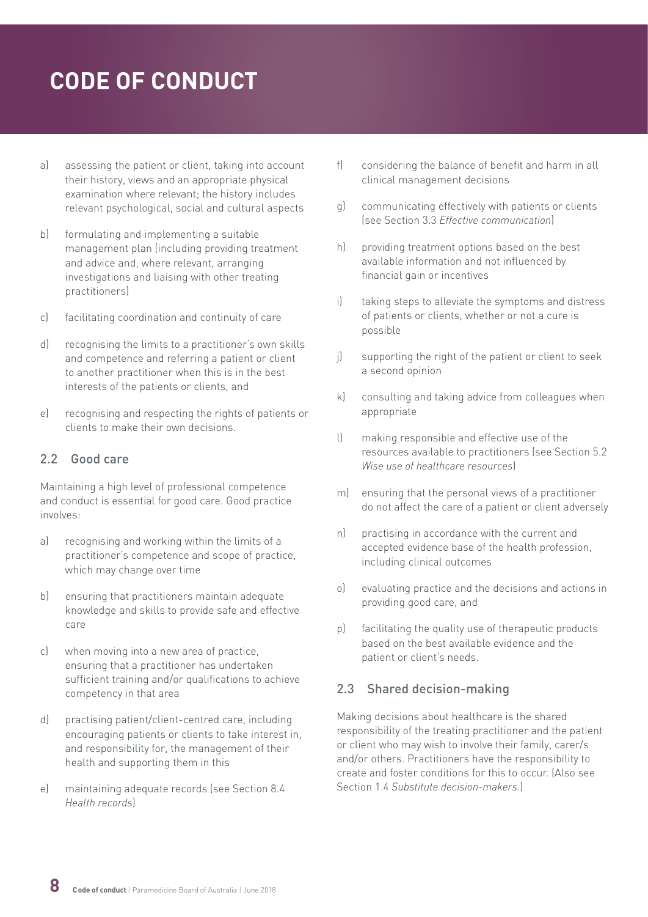a) assessing the patient or client, taking into account their history, views and an appropriate physical examination where relevant; the history includes relevant psychological, social and cultural aspects

b) formulating and implementing a suitable management plan (including providing treatment and advice and, where relevant, arranging investigations and liaising with other treating practitioners)

c) facilitating coordination and continuity of care

d) recognising the limits to a practitioner's own skills and competence and referring a patient or client to another practitioner when this is in the best interests of the patients or clients, and

e) recognising and respecting the rights of patients or clients to make their own decisions.

## 2.2 Good care

Maintaining a high level of professional competence and conduct is essential for good care. Good practice involves:

a) recognising and working within the limits of a practitioner's competence and scope of practice, which may change over time

b) ensuring that practitioners maintain adequate knowledge and skills to provide safe and effective care

c) when moving into a new area of practice, ensuring that a practitioner has undertaken sufficient training and/or qualifications to achieve competency in that area

d) practising patient/client-centred care, including encouraging patients or clients to take interest in, and responsibility for, the management of their health and supporting them in this

e) maintaining adequate records (see Section 8.4 *Health records*)

f) considering the balance of benefit and harm in all clinical management decisions

g) communicating effectively with patients or clients (see Section 3.3 *Effective communication*)

h) providing treatment options based on the best available information and not influenced by financial gain or incentives

i) taking steps to alleviate the symptoms and distress of patients or clients, whether or not a cure is possible

j) supporting the right of the patient or client to seek a second opinion

k) consulting and taking advice from colleagues when appropriate

l) making responsible and effective use of the resources available to practitioners (see Section 5.2 *Wise use of healthcare resources*)

m) ensuring that the personal views of a practitioner do not affect the care of a patient or client adversely

n) practising in accordance with the current and accepted evidence base of the health profession, including clinical outcomes

o) evaluating practice and the decisions and actions in providing good care, and

p) facilitating the quality use of therapeutic products based on the best available evidence and the patient or client's needs.

## 2.3 Shared decision-making

Making decisions about healthcare is the shared responsibility of the treating practitioner and the patient or client who may wish to involve their family, carer/s and/or others. Practitioners have the responsibility to create and foster conditions for this to occur. (Also see Section 1.4 *Substitute decision-makers.*)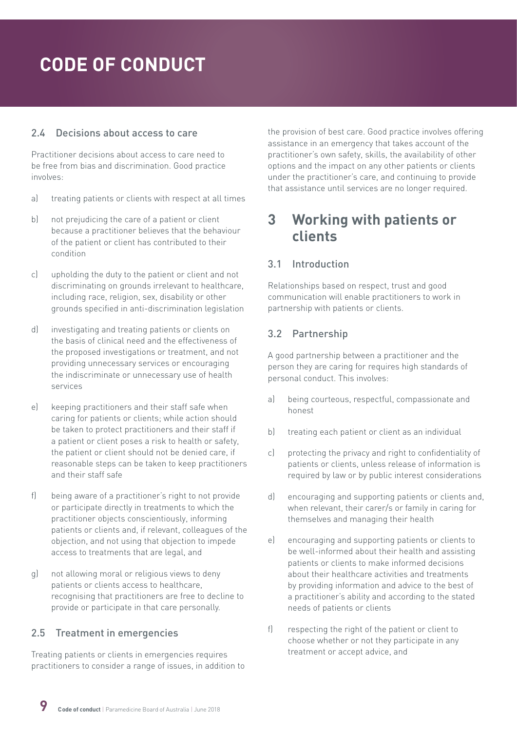### 2.4 Decisions about access to care

Practitioner decisions about access to care need to be free from bias and discrimination. Good practice involves:

a) treating patients or clients with respect at all times

b) not prejudicing the care of a patient or client because a practitioner believes that the behaviour of the patient or client has contributed to their condition

c) upholding the duty to the patient or client and not discriminating on grounds irrelevant to healthcare, including race, religion, sex, disability or other grounds specified in anti-discrimination legislation

d) investigating and treating patients or clients on the basis of clinical need and the effectiveness of the proposed investigations or treatment, and not providing unnecessary services or encouraging the indiscriminate or unnecessary use of health services

e) keeping practitioners and their staff safe when caring for patients or clients; while action should be taken to protect practitioners and their staff if a patient or client poses a risk to health or safety, the patient or client should not be denied care, if reasonable steps can be taken to keep practitioners and their staff safe

f) being aware of a practitioner's right to not provide or participate directly in treatments to which the practitioner objects conscientiously, informing patients or clients and, if relevant, colleagues of the objection, and not using that objection to impede access to treatments that are legal, and

g) not allowing moral or religious views to deny patients or clients access to healthcare, recognising that practitioners are free to decline to provide or participate in that care personally.

### 2.5 Treatment in emergencies

Treating patients or clients in emergencies requires practitioners to consider a range of issues, in addition to the provision of best care. Good practice involves offering assistance in an emergency that takes account of the practitioner's own safety, skills, the availability of other options and the impact on any other patients or clients under the practitioner's care, and continuing to provide that assistance until services are no longer required.

## 3 Working with patients or clients

### 3.1 Introduction

Relationships based on respect, trust and good communication will enable practitioners to work in partnership with patients or clients.

### 3.2 Partnership

A good partnership between a practitioner and the person they are caring for requires high standards of personal conduct. This involves:

a) being courteous, respectful, compassionate and honest

b) treating each patient or client as an individual

c) protecting the privacy and right to confidentiality of patients or clients, unless release of information is required by law or by public interest considerations

d) encouraging and supporting patients or clients and, when relevant, their carer/s or family in caring for themselves and managing their health

e) encouraging and supporting patients or clients to be well-informed about their health and assisting patients or clients to make informed decisions about their healthcare activities and treatments by providing information and advice to the best of a practitioner's ability and according to the stated needs of patients or clients

f) respecting the right of the patient or client to choose whether or not they participate in any treatment or accept advice, and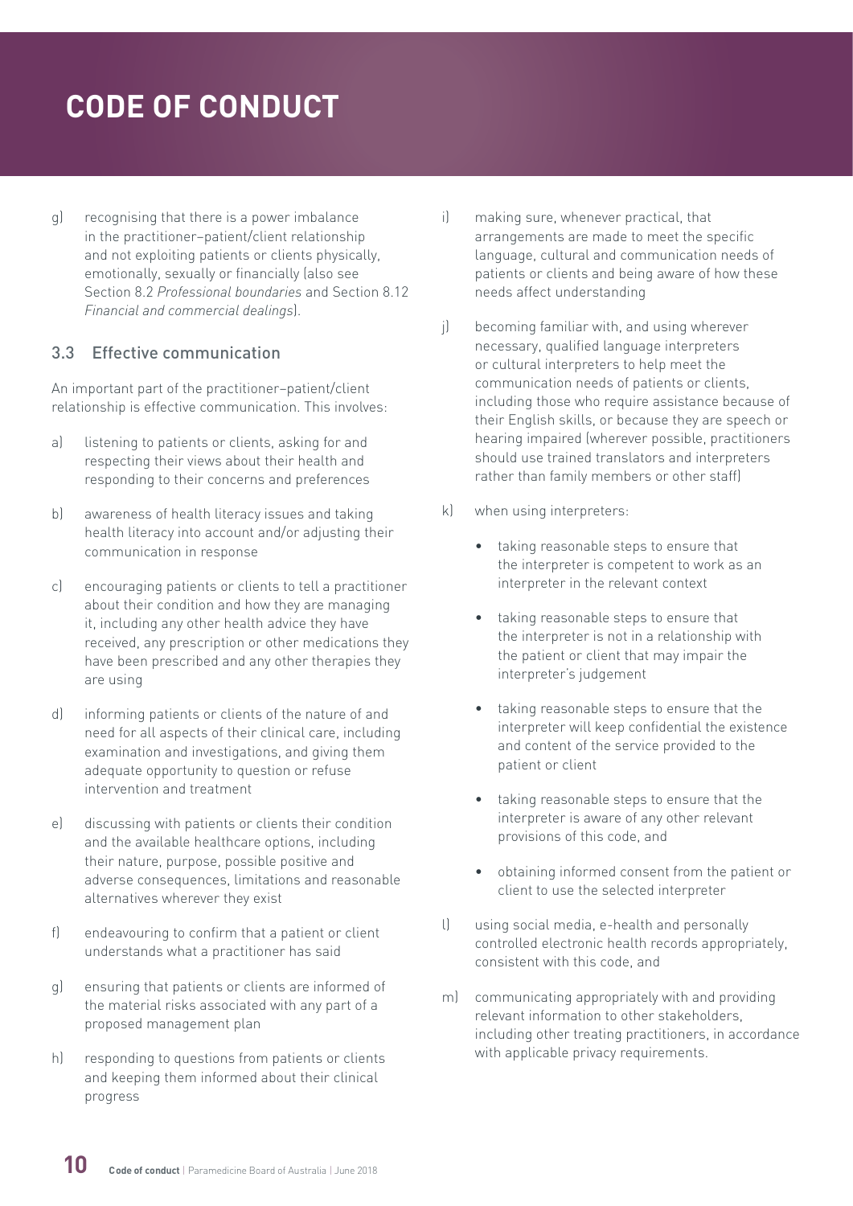g) recognising that there is a power imbalance in the practitioner–patient/client relationship and not exploiting patients or clients physically, emotionally, sexually or financially (also see Section 8.2 *Professional boundaries* and Section 8.12 *Financial and commercial dealings*).

### 3.3 Effective communication

An important part of the practitioner–patient/client relationship is effective communication. This involves:

a) listening to patients or clients, asking for and respecting their views about their health and responding to their concerns and preferences

b) awareness of health literacy issues and taking health literacy into account and/or adjusting their communication in response

c) encouraging patients or clients to tell a practitioner about their condition and how they are managing it, including any other health advice they have received, any prescription or other medications they have been prescribed and any other therapies they are using

d) informing patients or clients of the nature of and need for all aspects of their clinical care, including examination and investigations, and giving them adequate opportunity to question or refuse intervention and treatment

e) discussing with patients or clients their condition and the available healthcare options, including their nature, purpose, possible positive and adverse consequences, limitations and reasonable alternatives wherever they exist

f) endeavouring to confirm that a patient or client understands what a practitioner has said

g) ensuring that patients or clients are informed of the material risks associated with any part of a proposed management plan

h) responding to questions from patients or clients and keeping them informed about their clinical progress

i) making sure, whenever practical, that arrangements are made to meet the specific language, cultural and communication needs of patients or clients and being aware of how these needs affect understanding

j) becoming familiar with, and using wherever necessary, qualified language interpreters or cultural interpreters to help meet the communication needs of patients or clients, including those who require assistance because of their English skills, or because they are speech or hearing impaired (wherever possible, practitioners should use trained translators and interpreters rather than family members or other staff)

k) when using interpreters:

- taking reasonable steps to ensure that the interpreter is competent to work as an interpreter in the relevant context
- taking reasonable steps to ensure that the interpreter is not in a relationship with the patient or client that may impair the interpreter's judgement
- taking reasonable steps to ensure that the interpreter will keep confidential the existence and content of the service provided to the patient or client
- taking reasonable steps to ensure that the interpreter is aware of any other relevant provisions of this code, and
- obtaining informed consent from the patient or client to use the selected interpreter

l) using social media, e-health and personally controlled electronic health records appropriately, consistent with this code, and

m) communicating appropriately with and providing relevant information to other stakeholders, including other treating practitioners, in accordance with applicable privacy requirements.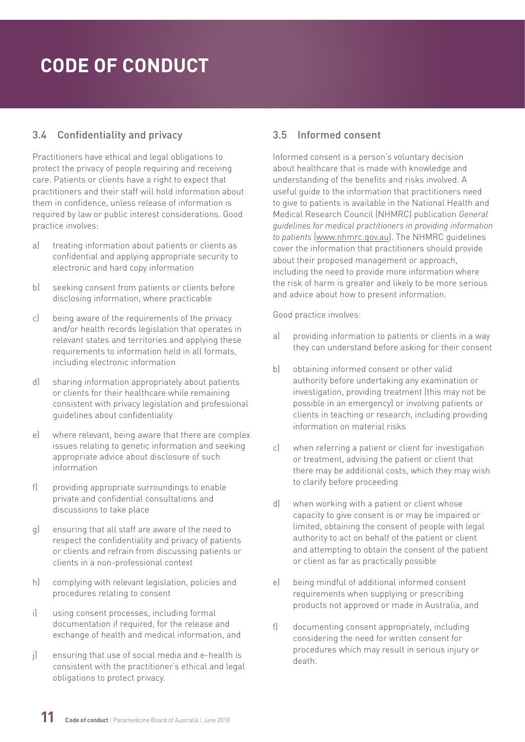# CODE OF CONDUCT

## 3.4 Confidentiality and privacy

Practitioners have ethical and legal obligations to protect the privacy of people requiring and receiving care. Patients or clients have a right to expect that practitioners and their staff will hold information about them in confidence, unless release of information is required by law or public interest considerations. Good practice involves:

a) treating information about patients or clients as confidential and applying appropriate security to electronic and hard copy information

b) seeking consent from patients or clients before disclosing information, where practicable

c) being aware of the requirements of the privacy and/or health records legislation that operates in relevant states and territories and applying these requirements to information held in all formats, including electronic information

d) sharing information appropriately about patients or clients for their healthcare while remaining consistent with privacy legislation and professional guidelines about confidentiality

e) where relevant, being aware that there are complex issues relating to genetic information and seeking appropriate advice about disclosure of such information

f) providing appropriate surroundings to enable private and confidential consultations and discussions to take place

g) ensuring that all staff are aware of the need to respect the confidentiality and privacy of patients or clients and refrain from discussing patients or clients in a non-professional context

h) complying with relevant legislation, policies and procedures relating to consent

i) using consent processes, including formal documentation if required, for the release and exchange of health and medical information, and

j) ensuring that use of social media and e-health is consistent with the practitioner's ethical and legal obligations to protect privacy.

## 3.5 Informed consent

Informed consent is a person's voluntary decision about healthcare that is made with knowledge and understanding of the benefits and risks involved. A useful guide to the information that practitioners need to give to patients is available in the National Health and Medical Research Council (NHMRC) publication *General guidelines for medical practitioners in providing information to patients* (www.nhmrc.gov.au). The NHMRC guidelines cover the information that practitioners should provide about their proposed management or approach, including the need to provide more information where the risk of harm is greater and likely to be more serious and advice about how to present information.

Good practice involves:

a) providing information to patients or clients in a way they can understand before asking for their consent

b) obtaining informed consent or other valid authority before undertaking any examination or investigation, providing treatment (this may not be possible in an emergency) or involving patients or clients in teaching or research, including providing information on material risks

c) when referring a patient or client for investigation or treatment, advising the patient or client that there may be additional costs, which they may wish to clarify before proceeding

d) when working with a patient or client whose capacity to give consent is or may be impaired or limited, obtaining the consent of people with legal authority to act on behalf of the patient or client and attempting to obtain the consent of the patient or client as far as practically possible

e) being mindful of additional informed consent requirements when supplying or prescribing products not approved or made in Australia, and

f) documenting consent appropriately, including considering the need for written consent for procedures which may result in serious injury or death.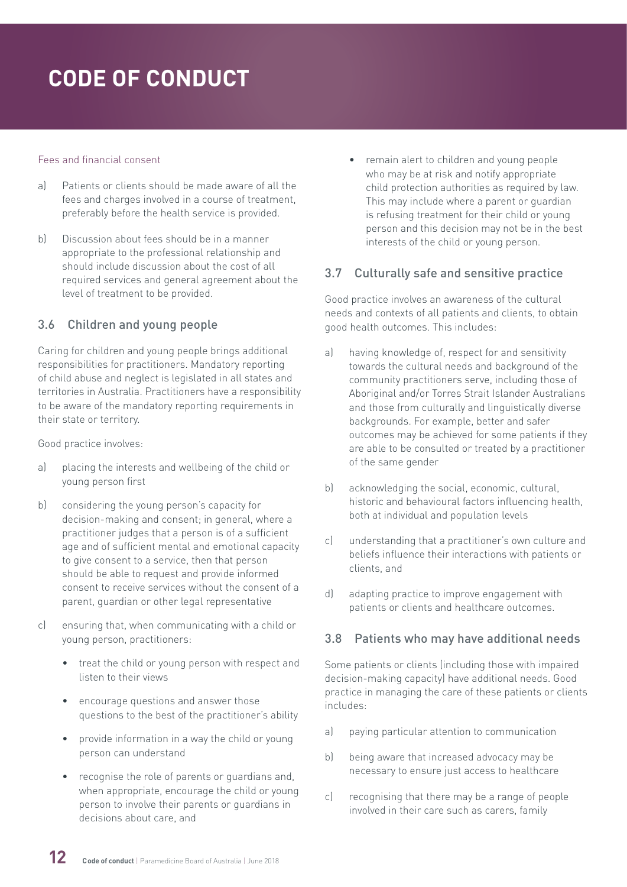# CODE OF CONDUCT

Fees and financial consent

a) Patients or clients should be made aware of all the fees and charges involved in a course of treatment, preferably before the health service is provided.

b) Discussion about fees should be in a manner appropriate to the professional relationship and should include discussion about the cost of all required services and general agreement about the level of treatment to be provided.

## 3.6 Children and young people

Caring for children and young people brings additional responsibilities for practitioners. Mandatory reporting of child abuse and neglect is legislated in all states and territories in Australia. Practitioners have a responsibility to be aware of the mandatory reporting requirements in their state or territory.

Good practice involves:

a) placing the interests and wellbeing of the child or young person first

b) considering the young person's capacity for decision-making and consent; in general, where a practitioner judges that a person is of a sufficient age and of sufficient mental and emotional capacity to give consent to a service, then that person should be able to request and provide informed consent to receive services without the consent of a parent, guardian or other legal representative

c) ensuring that, when communicating with a child or young person, practitioners:

- treat the child or young person with respect and listen to their views
- encourage questions and answer those questions to the best of the practitioner's ability
- provide information in a way the child or young person can understand
- recognise the role of parents or guardians and, when appropriate, encourage the child or young person to involve their parents or guardians in decisions about care, and
- remain alert to children and young people who may be at risk and notify appropriate child protection authorities as required by law. This may include where a parent or guardian is refusing treatment for their child or young person and this decision may not be in the best interests of the child or young person.

## 3.7 Culturally safe and sensitive practice

Good practice involves an awareness of the cultural needs and contexts of all patients and clients, to obtain good health outcomes. This includes:

a) having knowledge of, respect for and sensitivity towards the cultural needs and background of the community practitioners serve, including those of Aboriginal and/or Torres Strait Islander Australians and those from culturally and linguistically diverse backgrounds. For example, better and safer outcomes may be achieved for some patients if they are able to be consulted or treated by a practitioner of the same gender

b) acknowledging the social, economic, cultural, historic and behavioural factors influencing health, both at individual and population levels

c) understanding that a practitioner's own culture and beliefs influence their interactions with patients or clients, and

d) adapting practice to improve engagement with patients or clients and healthcare outcomes.

## 3.8 Patients who may have additional needs

Some patients or clients (including those with impaired decision-making capacity) have additional needs. Good practice in managing the care of these patients or clients includes:

a) paying particular attention to communication

b) being aware that increased advocacy may be necessary to ensure just access to healthcare

c) recognising that there may be a range of people involved in their care such as carers, family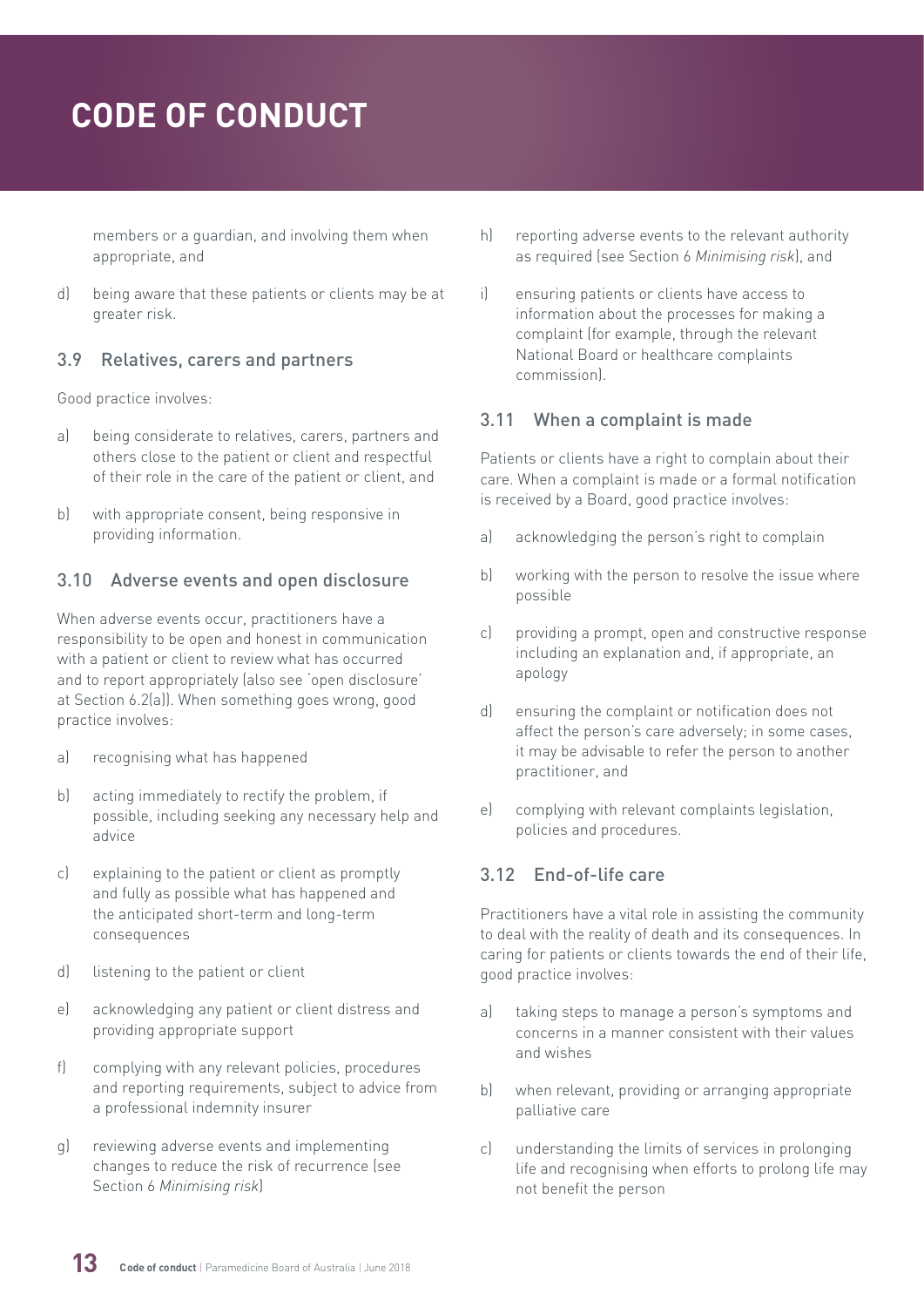members or a guardian, and involving them when appropriate, and

d) being aware that these patients or clients may be at greater risk.

### 3.9 Relatives, carers and partners

Good practice involves:

a) being considerate to relatives, carers, partners and others close to the patient or client and respectful of their role in the care of the patient or client, and

b) with appropriate consent, being responsive in providing information.

### 3.10 Adverse events and open disclosure

When adverse events occur, practitioners have a responsibility to be open and honest in communication with a patient or client to review what has occurred and to report appropriately (also see 'open disclosure' at Section 6.2(a)). When something goes wrong, good practice involves:

a) recognising what has happened

b) acting immediately to rectify the problem, if possible, including seeking any necessary help and advice

c) explaining to the patient or client as promptly and fully as possible what has happened and the anticipated short-term and long-term consequences

d) listening to the patient or client

e) acknowledging any patient or client distress and providing appropriate support

f) complying with any relevant policies, procedures and reporting requirements, subject to advice from a professional indemnity insurer

g) reviewing adverse events and implementing changes to reduce the risk of recurrence (see Section 6 *Minimising risk*)

h) reporting adverse events to the relevant authority as required (see Section 6 *Minimising risk*), and

i) ensuring patients or clients have access to information about the processes for making a complaint (for example, through the relevant National Board or healthcare complaints commission).

### 3.11 When a complaint is made

Patients or clients have a right to complain about their care. When a complaint is made or a formal notification is received by a Board, good practice involves:

a) acknowledging the person's right to complain

b) working with the person to resolve the issue where possible

c) providing a prompt, open and constructive response including an explanation and, if appropriate, an apology

d) ensuring the complaint or notification does not affect the person's care adversely; in some cases, it may be advisable to refer the person to another practitioner, and

e) complying with relevant complaints legislation, policies and procedures.

### 3.12 End-of-life care

Practitioners have a vital role in assisting the community to deal with the reality of death and its consequences. In caring for patients or clients towards the end of their life, good practice involves:

a) taking steps to manage a person's symptoms and concerns in a manner consistent with their values and wishes

b) when relevant, providing or arranging appropriate palliative care

c) understanding the limits of services in prolonging life and recognising when efforts to prolong life may not benefit the person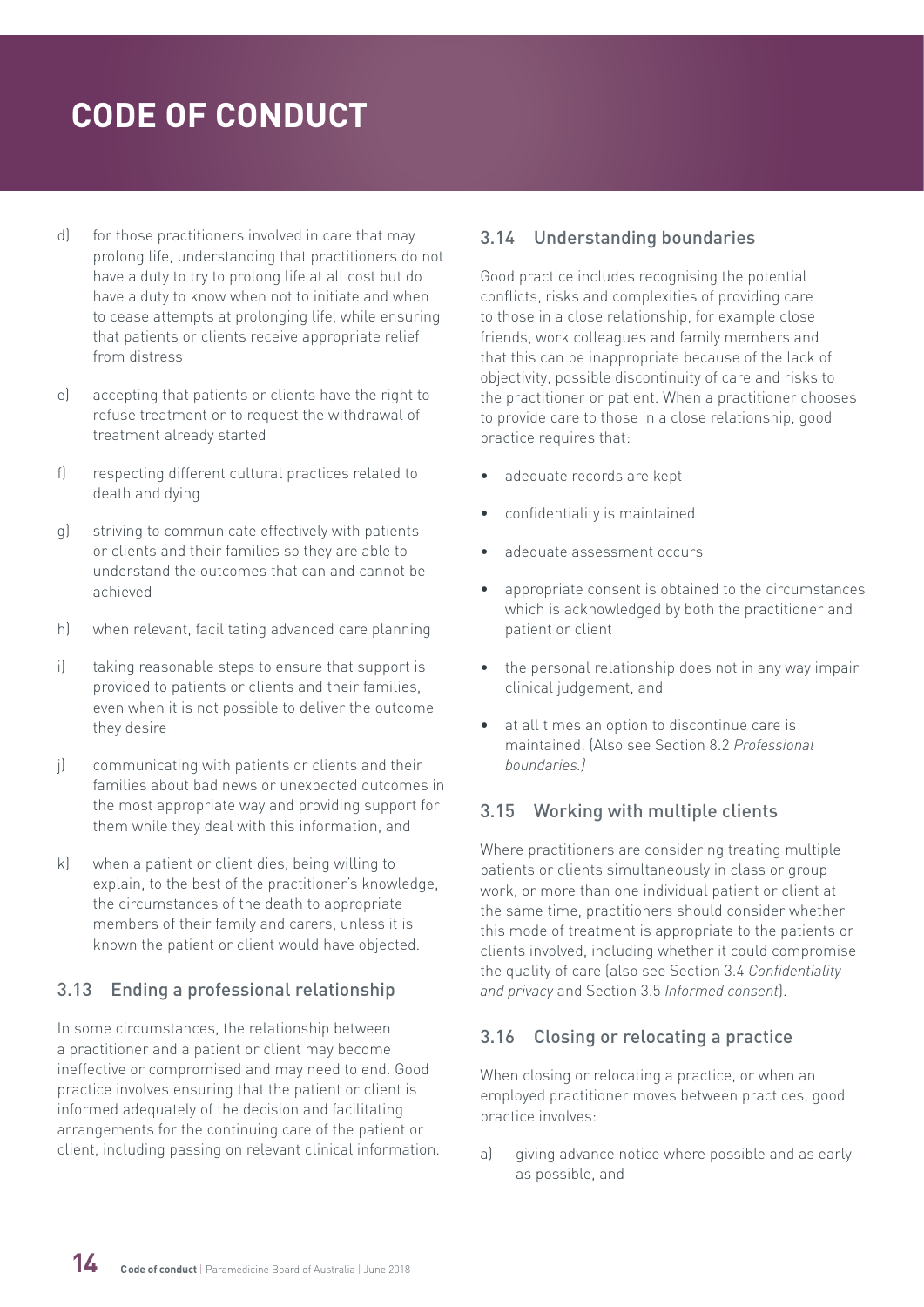d) for those practitioners involved in care that may prolong life, understanding that practitioners do not have a duty to try to prolong life at all cost but do have a duty to know when not to initiate and when to cease attempts at prolonging life, while ensuring that patients or clients receive appropriate relief from distress

e) accepting that patients or clients have the right to refuse treatment or to request the withdrawal of treatment already started

f) respecting different cultural practices related to death and dying

g) striving to communicate effectively with patients or clients and their families so they are able to understand the outcomes that can and cannot be achieved

h) when relevant, facilitating advanced care planning

i) taking reasonable steps to ensure that support is provided to patients or clients and their families, even when it is not possible to deliver the outcome they desire

j) communicating with patients or clients and their families about bad news or unexpected outcomes in the most appropriate way and providing support for them while they deal with this information, and

k) when a patient or client dies, being willing to explain, to the best of the practitioner's knowledge, the circumstances of the death to appropriate members of their family and carers, unless it is known the patient or client would have objected.

### 3.13 Ending a professional relationship

In some circumstances, the relationship between a practitioner and a patient or client may become ineffective or compromised and may need to end. Good practice involves ensuring that the patient or client is informed adequately of the decision and facilitating arrangements for the continuing care of the patient or client, including passing on relevant clinical information.

### 3.14 Understanding boundaries

Good practice includes recognising the potential conflicts, risks and complexities of providing care to those in a close relationship, for example close friends, work colleagues and family members and that this can be inappropriate because of the lack of objectivity, possible discontinuity of care and risks to the practitioner or patient. When a practitioner chooses to provide care to those in a close relationship, good practice requires that:

- adequate records are kept
- confidentiality is maintained
- adequate assessment occurs
- appropriate consent is obtained to the circumstances which is acknowledged by both the practitioner and patient or client
- the personal relationship does not in any way impair clinical judgement, and
- at all times an option to discontinue care is maintained. (Also see Section 8.2 *Professional boundaries.*)

### 3.15 Working with multiple clients

Where practitioners are considering treating multiple patients or clients simultaneously in class or group work, or more than one individual patient or client at the same time, practitioners should consider whether this mode of treatment is appropriate to the patients or clients involved, including whether it could compromise the quality of care (also see Section 3.4 *Confidentiality and privacy* and Section 3.5 *Informed consent*).

### 3.16 Closing or relocating a practice

When closing or relocating a practice, or when an employed practitioner moves between practices, good practice involves:

a) giving advance notice where possible and as early as possible, and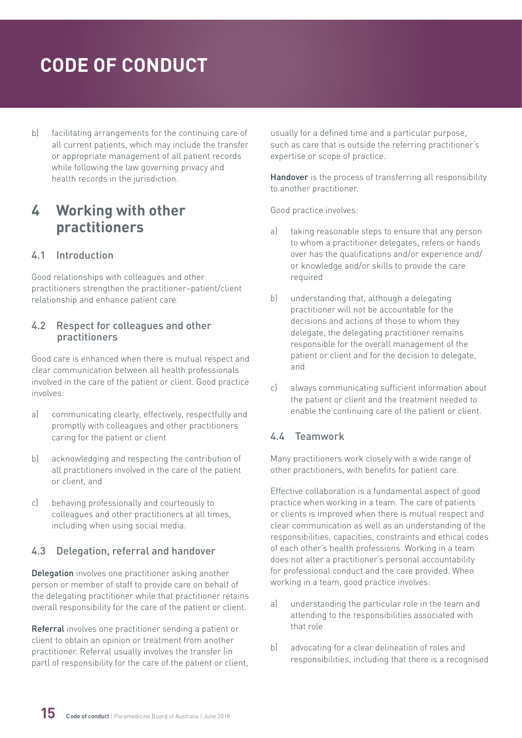b) facilitating arrangements for the continuing care of all current patients, which may include the transfer or appropriate management of all patient records while following the law governing privacy and health records in the jurisdiction.

## 4 Working with other practitioners

### 4.1 Introduction

Good relationships with colleagues and other practitioners strengthen the practitioner–patient/client relationship and enhance patient care.

### 4.2 Respect for colleagues and other practitioners

Good care is enhanced when there is mutual respect and clear communication between all health professionals involved in the care of the patient or client. Good practice involves:

a) communicating clearly, effectively, respectfully and promptly with colleagues and other practitioners caring for the patient or client

b) acknowledging and respecting the contribution of all practitioners involved in the care of the patient or client, and

c) behaving professionally and courteously to colleagues and other practitioners at all times, including when using social media.

### 4.3 Delegation, referral and handover

**Delegation** involves one practitioner asking another person or member of staff to provide care on behalf of the delegating practitioner while that practitioner retains overall responsibility for the care of the patient or client.

**Referral** involves one practitioner sending a patient or client to obtain an opinion or treatment from another practitioner. Referral usually involves the transfer (in part) of responsibility for the care of the patient or client, usually for a defined time and a particular purpose, such as care that is outside the referring practitioner's expertise or scope of practice.

**Handover** is the process of transferring all responsibility to another practitioner.

Good practice involves:

a) taking reasonable steps to ensure that any person to whom a practitioner delegates, refers or hands over has the qualifications and/or experience and/or knowledge and/or skills to provide the care required

b) understanding that, although a delegating practitioner will not be accountable for the decisions and actions of those to whom they delegate, the delegating practitioner remains responsible for the overall management of the patient or client and for the decision to delegate, and

c) always communicating sufficient information about the patient or client and the treatment needed to enable the continuing care of the patient or client.

### 4.4 Teamwork

Many practitioners work closely with a wide range of other practitioners, with benefits for patient care.

Effective collaboration is a fundamental aspect of good practice when working in a team. The care of patients or clients is improved when there is mutual respect and clear communication as well as an understanding of the responsibilities, capacities, constraints and ethical codes of each other's health professions. Working in a team does not alter a practitioner's personal accountability for professional conduct and the care provided. When working in a team, good practice involves:

a) understanding the particular role in the team and attending to the responsibilities associated with that role

b) advocating for a clear delineation of roles and responsibilities, including that there is a recognised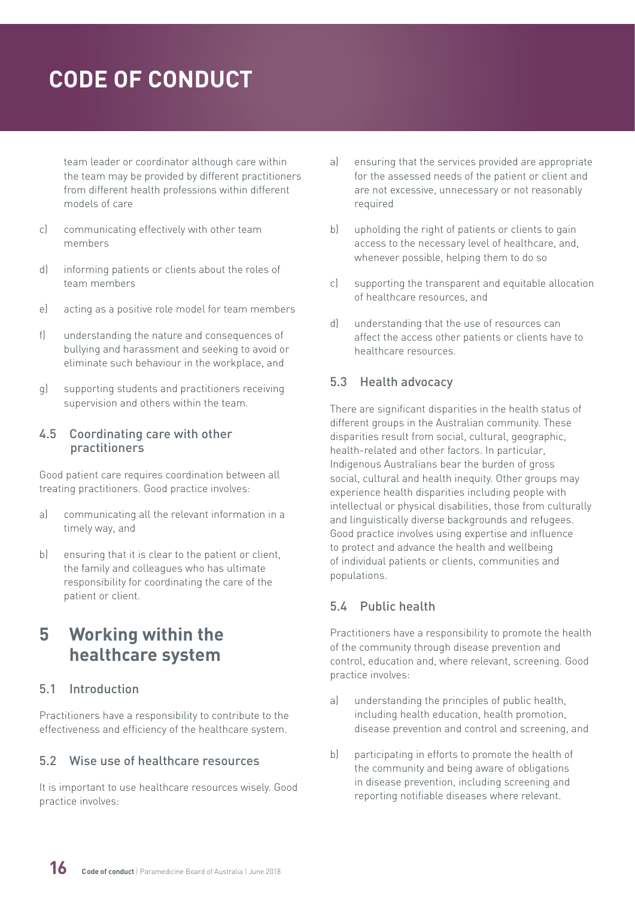team leader or coordinator although care within the team may be provided by different practitioners from different health professions within different models of care

c) communicating effectively with other team members

d) informing patients or clients about the roles of team members

e) acting as a positive role model for team members

f) understanding the nature and consequences of bullying and harassment and seeking to avoid or eliminate such behaviour in the workplace, and

g) supporting students and practitioners receiving supervision and others within the team.

### 4.5 Coordinating care with other practitioners

Good patient care requires coordination between all treating practitioners. Good practice involves:

a) communicating all the relevant information in a timely way, and

b) ensuring that it is clear to the patient or client, the family and colleagues who has ultimate responsibility for coordinating the care of the patient or client.

## 5 Working within the healthcare system

### 5.1 Introduction

Practitioners have a responsibility to contribute to the effectiveness and efficiency of the healthcare system.

### 5.2 Wise use of healthcare resources

It is important to use healthcare resources wisely. Good practice involves:

a) ensuring that the services provided are appropriate for the assessed needs of the patient or client and are not excessive, unnecessary or not reasonably required

b) upholding the right of patients or clients to gain access to the necessary level of healthcare, and, whenever possible, helping them to do so

c) supporting the transparent and equitable allocation of healthcare resources, and

d) understanding that the use of resources can affect the access other patients or clients have to healthcare resources.

### 5.3 Health advocacy

There are significant disparities in the health status of different groups in the Australian community. These disparities result from social, cultural, geographic, health-related and other factors. In particular, Indigenous Australians bear the burden of gross social, cultural and health inequity. Other groups may experience health disparities including people with intellectual or physical disabilities, those from culturally and linguistically diverse backgrounds and refugees. Good practice involves using expertise and influence to protect and advance the health and wellbeing of individual patients or clients, communities and populations.

### 5.4 Public health

Practitioners have a responsibility to promote the health of the community through disease prevention and control, education and, where relevant, screening. Good practice involves:

a) understanding the principles of public health, including health education, health promotion, disease prevention and control and screening, and

b) participating in efforts to promote the health of the community and being aware of obligations in disease prevention, including screening and reporting notifiable diseases where relevant.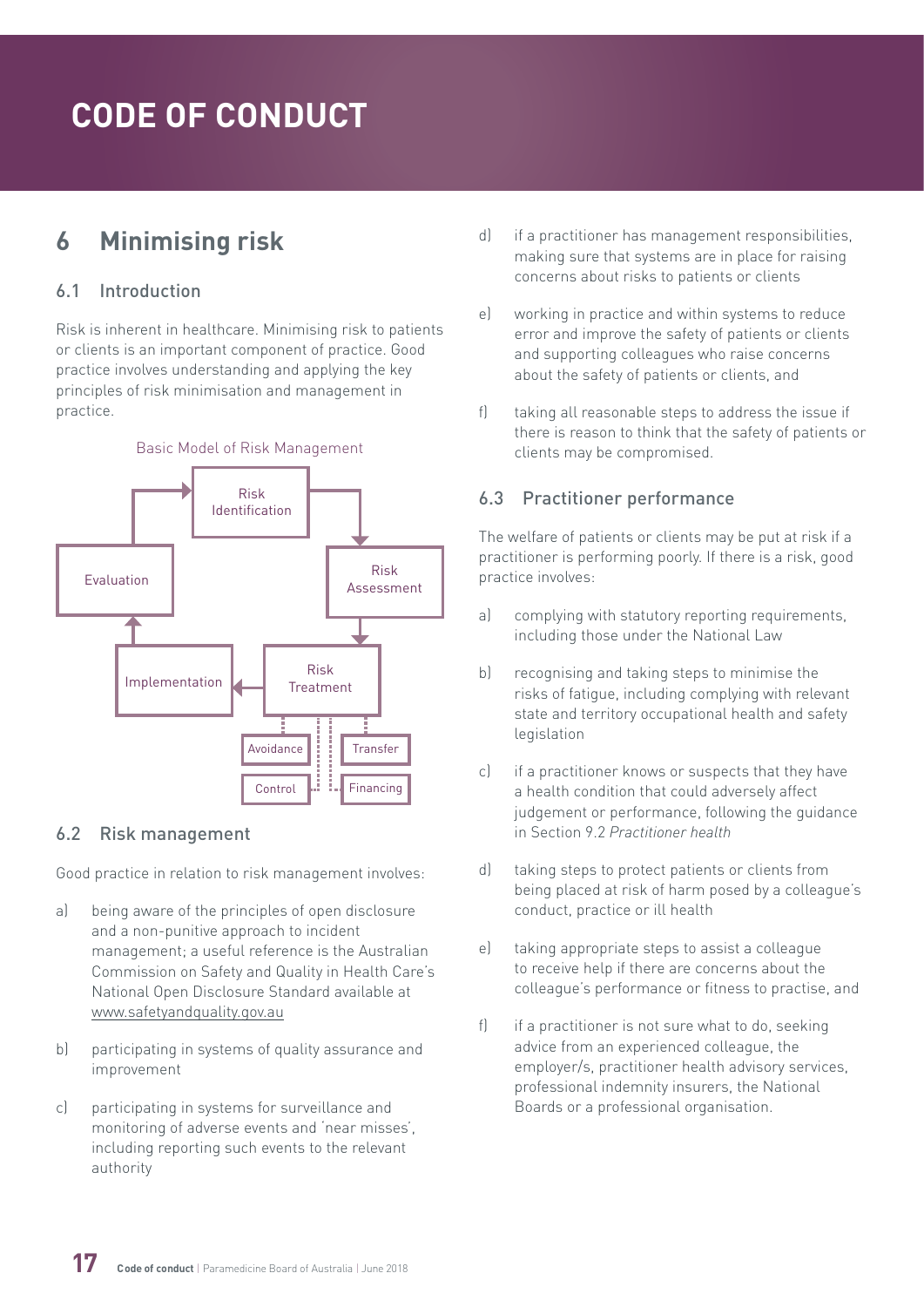# CODE OF CONDUCT

## 6 Minimising risk

### 6.1 Introduction

Risk is inherent in healthcare. Minimising risk to patients or clients is an important component of practice. Good practice involves understanding and applying the key principles of risk minimisation and management in practice.

Basic Model of Risk Management

Risk Identification → Risk Assessment → Risk Treatment → Implementation → Evaluation → Risk Identification

Risk Treatment: Avoidance, Transfer, Control, Financing

### 6.2 Risk management

Good practice in relation to risk management involves:

a) being aware of the principles of open disclosure and a non-punitive approach to incident management; a useful reference is the Australian Commission on Safety and Quality in Health Care's National Open Disclosure Standard available at www.safetyandquality.gov.au

b) participating in systems of quality assurance and improvement

c) participating in systems for surveillance and monitoring of adverse events and 'near misses', including reporting such events to the relevant authority

d) if a practitioner has management responsibilities, making sure that systems are in place for raising concerns about risks to patients or clients

e) working in practice and within systems to reduce error and improve the safety of patients or clients and supporting colleagues who raise concerns about the safety of patients or clients, and

f) taking all reasonable steps to address the issue if there is reason to think that the safety of patients or clients may be compromised.

### 6.3 Practitioner performance

The welfare of patients or clients may be put at risk if a practitioner is performing poorly. If there is a risk, good practice involves:

a) complying with statutory reporting requirements, including those under the National Law

b) recognising and taking steps to minimise the risks of fatigue, including complying with relevant state and territory occupational health and safety legislation

c) if a practitioner knows or suspects that they have a health condition that could adversely affect judgement or performance, following the guidance in Section 9.2 *Practitioner health*

d) taking steps to protect patients or clients from being placed at risk of harm posed by a colleague's conduct, practice or ill health

e) taking appropriate steps to assist a colleague to receive help if there are concerns about the colleague's performance or fitness to practise, and

f) if a practitioner is not sure what to do, seeking advice from an experienced colleague, the employer/s, practitioner health advisory services, professional indemnity insurers, the National Boards or a professional organisation.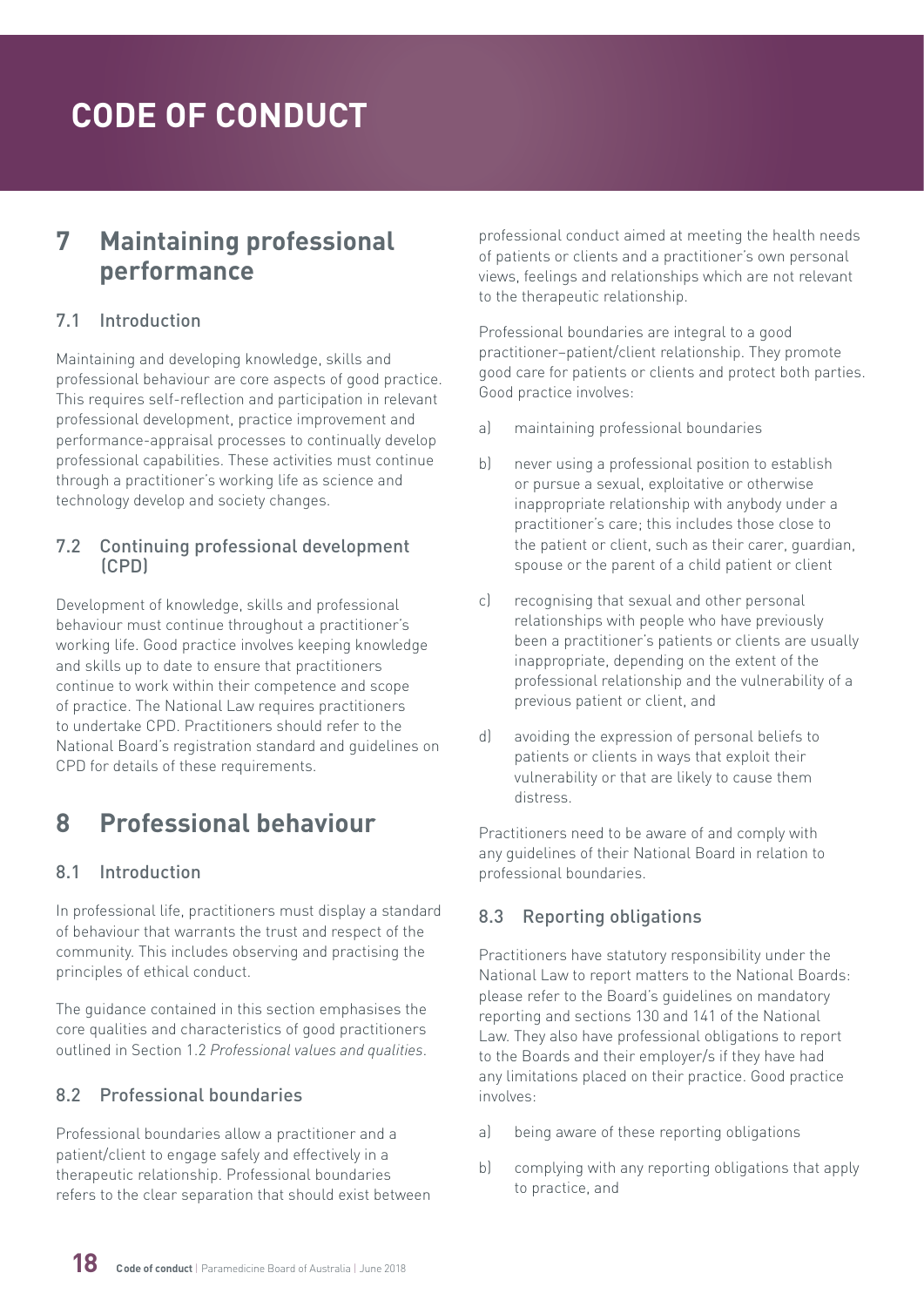# CODE OF CONDUCT

## 7 Maintaining professional performance

### 7.1 Introduction

Maintaining and developing knowledge, skills and professional behaviour are core aspects of good practice. This requires self-reflection and participation in relevant professional development, practice improvement and performance-appraisal processes to continually develop professional capabilities. These activities must continue through a practitioner's working life as science and technology develop and society changes.

### 7.2 Continuing professional development (CPD)

Development of knowledge, skills and professional behaviour must continue throughout a practitioner's working life. Good practice involves keeping knowledge and skills up to date to ensure that practitioners continue to work within their competence and scope of practice. The National Law requires practitioners to undertake CPD. Practitioners should refer to the National Board's registration standard and guidelines on CPD for details of these requirements.

## 8 Professional behaviour

### 8.1 Introduction

In professional life, practitioners must display a standard of behaviour that warrants the trust and respect of the community. This includes observing and practising the principles of ethical conduct.

The guidance contained in this section emphasises the core qualities and characteristics of good practitioners outlined in Section 1.2 *Professional values and qualities*.

### 8.2 Professional boundaries

Professional boundaries allow a practitioner and a patient/client to engage safely and effectively in a therapeutic relationship. Professional boundaries refers to the clear separation that should exist between professional conduct aimed at meeting the health needs of patients or clients and a practitioner's own personal views, feelings and relationships which are not relevant to the therapeutic relationship.

Professional boundaries are integral to a good practitioner–patient/client relationship. They promote good care for patients or clients and protect both parties. Good practice involves:

a) maintaining professional boundaries

b) never using a professional position to establish or pursue a sexual, exploitative or otherwise inappropriate relationship with anybody under a practitioner's care; this includes those close to the patient or client, such as their carer, guardian, spouse or the parent of a child patient or client

c) recognising that sexual and other personal relationships with people who have previously been a practitioner's patients or clients are usually inappropriate, depending on the extent of the professional relationship and the vulnerability of a previous patient or client, and

d) avoiding the expression of personal beliefs to patients or clients in ways that exploit their vulnerability or that are likely to cause them distress.

Practitioners need to be aware of and comply with any guidelines of their National Board in relation to professional boundaries.

### 8.3 Reporting obligations

Practitioners have statutory responsibility under the National Law to report matters to the National Boards: please refer to the Board's guidelines on mandatory reporting and sections 130 and 141 of the National Law. They also have professional obligations to report to the Boards and their employer/s if they have had any limitations placed on their practice. Good practice involves:

a) being aware of these reporting obligations

b) complying with any reporting obligations that apply to practice, and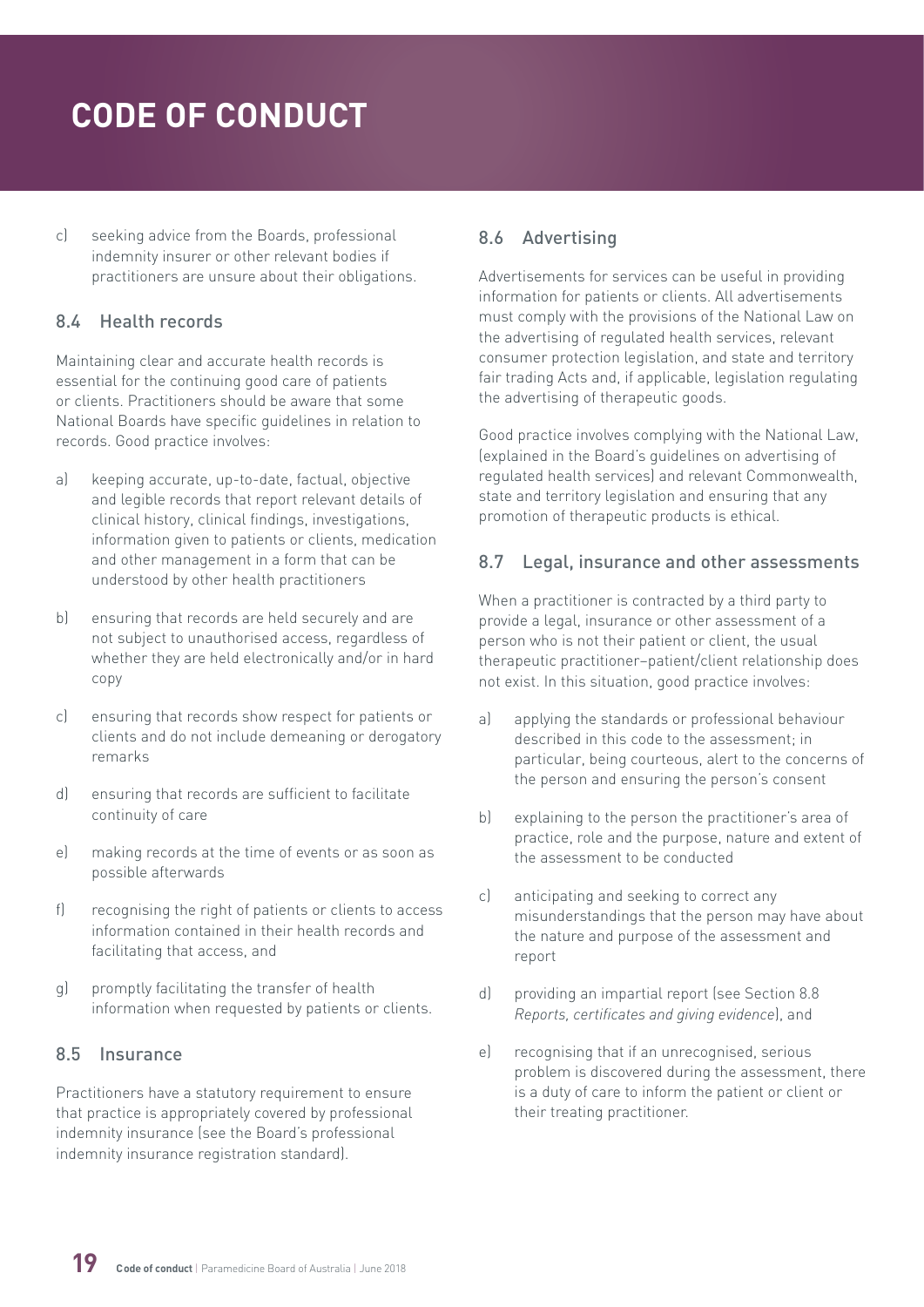c) seeking advice from the Boards, professional indemnity insurer or other relevant bodies if practitioners are unsure about their obligations.

## 8.4 Health records

Maintaining clear and accurate health records is essential for the continuing good care of patients or clients. Practitioners should be aware that some National Boards have specific guidelines in relation to records. Good practice involves:

a) keeping accurate, up-to-date, factual, objective and legible records that report relevant details of clinical history, clinical findings, investigations, information given to patients or clients, medication and other management in a form that can be understood by other health practitioners

b) ensuring that records are held securely and are not subject to unauthorised access, regardless of whether they are held electronically and/or in hard copy

c) ensuring that records show respect for patients or clients and do not include demeaning or derogatory remarks

d) ensuring that records are sufficient to facilitate continuity of care

e) making records at the time of events or as soon as possible afterwards

f) recognising the right of patients or clients to access information contained in their health records and facilitating that access, and

g) promptly facilitating the transfer of health information when requested by patients or clients.

## 8.5 Insurance

Practitioners have a statutory requirement to ensure that practice is appropriately covered by professional indemnity insurance (see the Board's professional indemnity insurance registration standard).

## 8.6 Advertising

Advertisements for services can be useful in providing information for patients or clients. All advertisements must comply with the provisions of the National Law on the advertising of regulated health services, relevant consumer protection legislation, and state and territory fair trading Acts and, if applicable, legislation regulating the advertising of therapeutic goods.

Good practice involves complying with the National Law, (explained in the Board's guidelines on advertising of regulated health services) and relevant Commonwealth, state and territory legislation and ensuring that any promotion of therapeutic products is ethical.

## 8.7 Legal, insurance and other assessments

When a practitioner is contracted by a third party to provide a legal, insurance or other assessment of a person who is not their patient or client, the usual therapeutic practitioner–patient/client relationship does not exist. In this situation, good practice involves:

a) applying the standards or professional behaviour described in this code to the assessment; in particular, being courteous, alert to the concerns of the person and ensuring the person's consent

b) explaining to the person the practitioner's area of practice, role and the purpose, nature and extent of the assessment to be conducted

c) anticipating and seeking to correct any misunderstandings that the person may have about the nature and purpose of the assessment and report

d) providing an impartial report (see Section 8.8 *Reports, certificates and giving evidence*), and

e) recognising that if an unrecognised, serious problem is discovered during the assessment, there is a duty of care to inform the patient or client or their treating practitioner.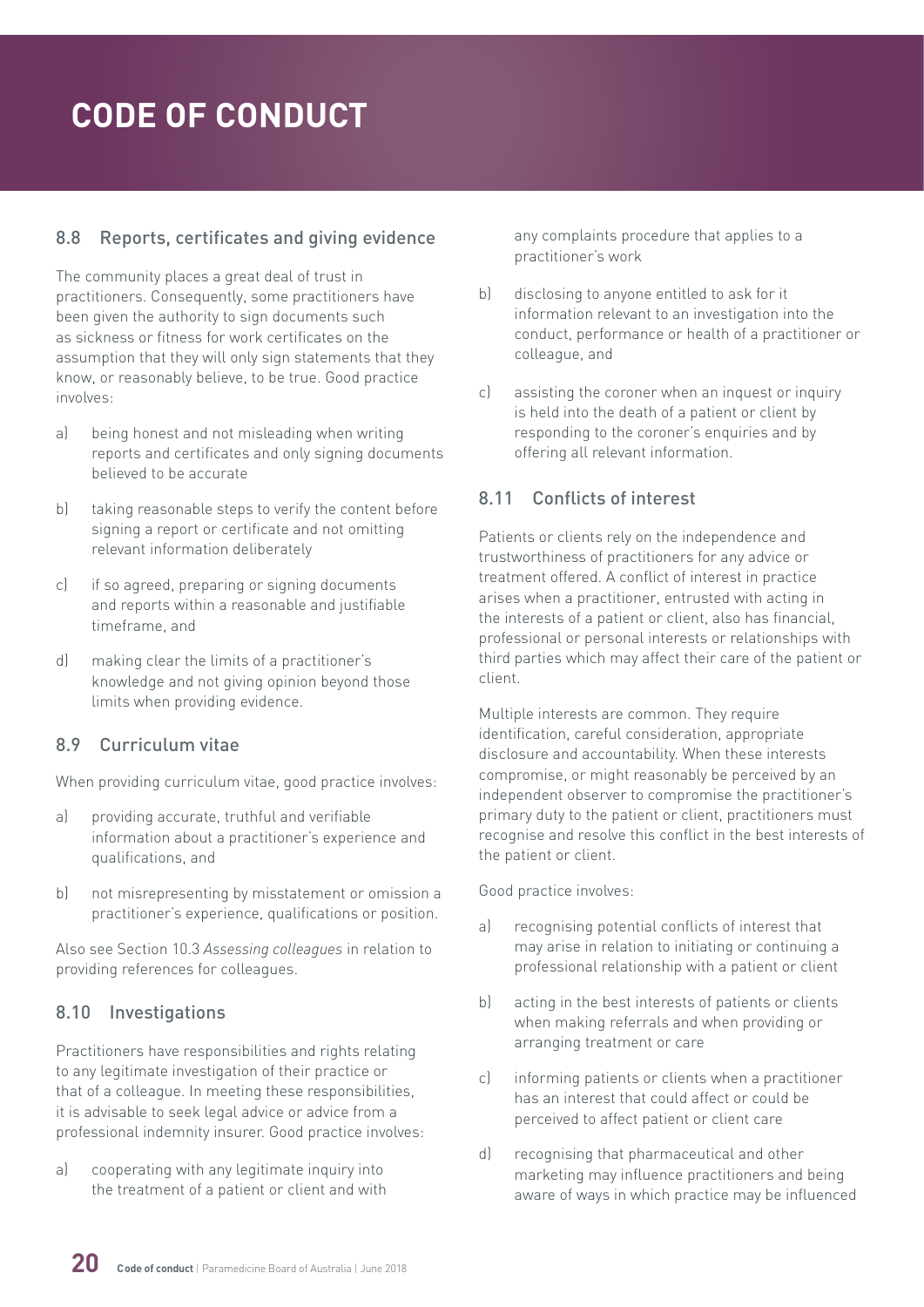# CODE OF CONDUCT

### 8.8 Reports, certificates and giving evidence

The community places a great deal of trust in practitioners. Consequently, some practitioners have been given the authority to sign documents such as sickness or fitness for work certificates on the assumption that they will only sign statements that they know, or reasonably believe, to be true. Good practice involves:

a) being honest and not misleading when writing reports and certificates and only signing documents believed to be accurate

b) taking reasonable steps to verify the content before signing a report or certificate and not omitting relevant information deliberately

c) if so agreed, preparing or signing documents and reports within a reasonable and justifiable timeframe, and

d) making clear the limits of a practitioner's knowledge and not giving opinion beyond those limits when providing evidence.

### 8.9 Curriculum vitae

When providing curriculum vitae, good practice involves:

a) providing accurate, truthful and verifiable information about a practitioner's experience and qualifications, and

b) not misrepresenting by misstatement or omission a practitioner's experience, qualifications or position.

Also see Section 10.3 *Assessing colleagues* in relation to providing references for colleagues.

### 8.10 Investigations

Practitioners have responsibilities and rights relating to any legitimate investigation of their practice or that of a colleague. In meeting these responsibilities, it is advisable to seek legal advice or advice from a professional indemnity insurer. Good practice involves:

a) cooperating with any legitimate inquiry into the treatment of a patient or client and with any complaints procedure that applies to a practitioner's work

b) disclosing to anyone entitled to ask for it information relevant to an investigation into the conduct, performance or health of a practitioner or colleague, and

c) assisting the coroner when an inquest or inquiry is held into the death of a patient or client by responding to the coroner's enquiries and by offering all relevant information.

### 8.11 Conflicts of interest

Patients or clients rely on the independence and trustworthiness of practitioners for any advice or treatment offered. A conflict of interest in practice arises when a practitioner, entrusted with acting in the interests of a patient or client, also has financial, professional or personal interests or relationships with third parties which may affect their care of the patient or client.

Multiple interests are common. They require identification, careful consideration, appropriate disclosure and accountability. When these interests compromise, or might reasonably be perceived by an independent observer to compromise the practitioner's primary duty to the patient or client, practitioners must recognise and resolve this conflict in the best interests of the patient or client.

Good practice involves:

a) recognising potential conflicts of interest that may arise in relation to initiating or continuing a professional relationship with a patient or client

b) acting in the best interests of patients or clients when making referrals and when providing or arranging treatment or care

c) informing patients or clients when a practitioner has an interest that could affect or could be perceived to affect patient or client care

d) recognising that pharmaceutical and other marketing may influence practitioners and being aware of ways in which practice may be influenced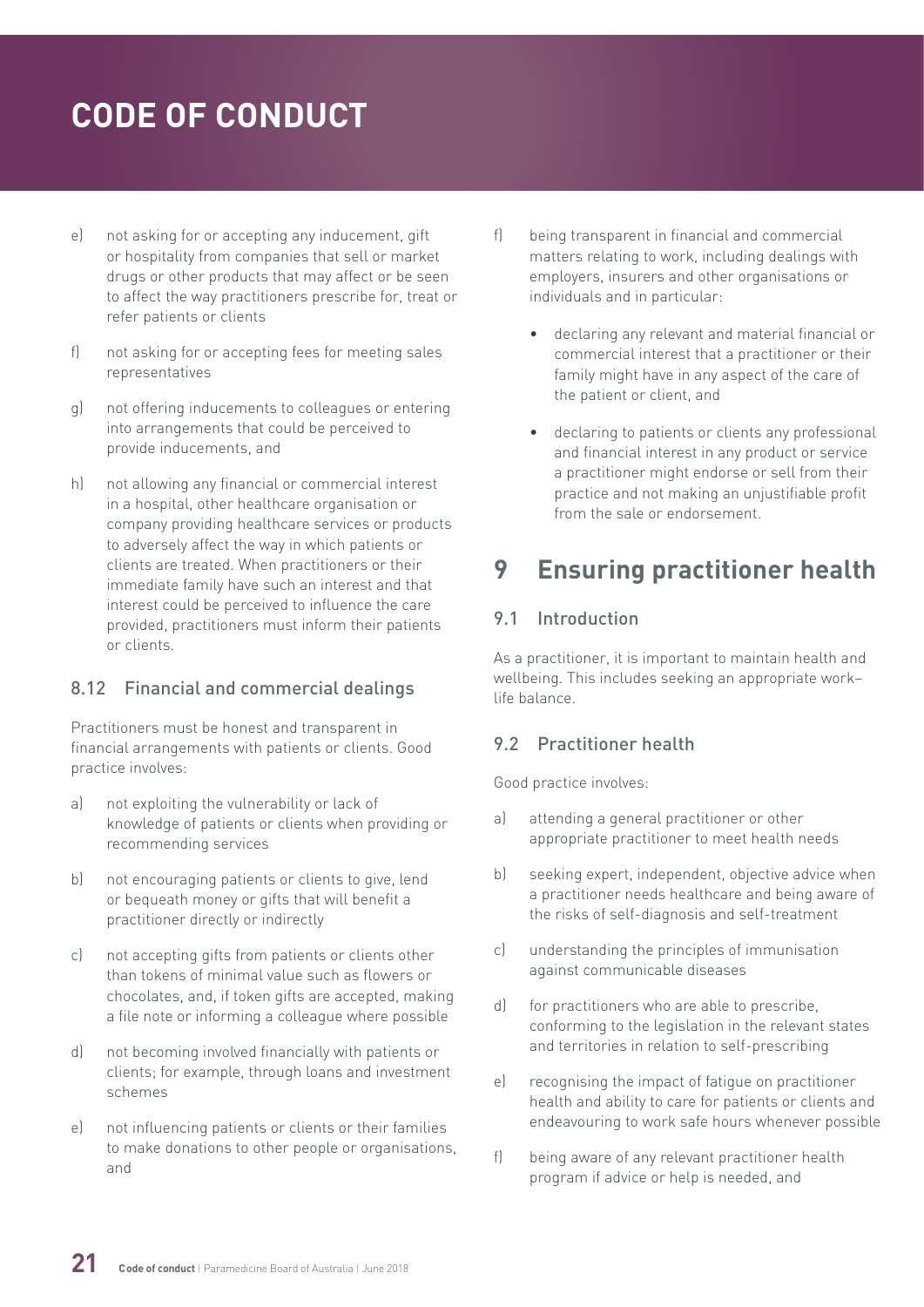e) not asking for or accepting any inducement, gift or hospitality from companies that sell or market drugs or other products that may affect or be seen to affect the way practitioners prescribe for, treat or refer patients or clients

f) not asking for or accepting fees for meeting sales representatives

g) not offering inducements to colleagues or entering into arrangements that could be perceived to provide inducements, and

h) not allowing any financial or commercial interest in a hospital, other healthcare organisation or company providing healthcare services or products to adversely affect the way in which patients or clients are treated. When practitioners or their immediate family have such an interest and that interest could be perceived to influence the care provided, practitioners must inform their patients or clients.

### 8.12 Financial and commercial dealings

Practitioners must be honest and transparent in financial arrangements with patients or clients. Good practice involves:

a) not exploiting the vulnerability or lack of knowledge of patients or clients when providing or recommending services

b) not encouraging patients or clients to give, lend or bequeath money or gifts that will benefit a practitioner directly or indirectly

c) not accepting gifts from patients or clients other than tokens of minimal value such as flowers or chocolates, and, if token gifts are accepted, making a file note or informing a colleague where possible

d) not becoming involved financially with patients or clients; for example, through loans and investment schemes

e) not influencing patients or clients or their families to make donations to other people or organisations, and

f) being transparent in financial and commercial matters relating to work, including dealings with employers, insurers and other organisations or individuals and in particular:

- declaring any relevant and material financial or commercial interest that a practitioner or their family might have in any aspect of the care of the patient or client, and
- declaring to patients or clients any professional and financial interest in any product or service a practitioner might endorse or sell from their practice and not making an unjustifiable profit from the sale or endorsement.

## 9 Ensuring practitioner health

### 9.1 Introduction

As a practitioner, it is important to maintain health and wellbeing. This includes seeking an appropriate work–life balance.

### 9.2 Practitioner health

Good practice involves:

a) attending a general practitioner or other appropriate practitioner to meet health needs

b) seeking expert, independent, objective advice when a practitioner needs healthcare and being aware of the risks of self-diagnosis and self-treatment

c) understanding the principles of immunisation against communicable diseases

d) for practitioners who are able to prescribe, conforming to the legislation in the relevant states and territories in relation to self-prescribing

e) recognising the impact of fatigue on practitioner health and ability to care for patients or clients and endeavouring to work safe hours whenever possible

f) being aware of any relevant practitioner health program if advice or help is needed, and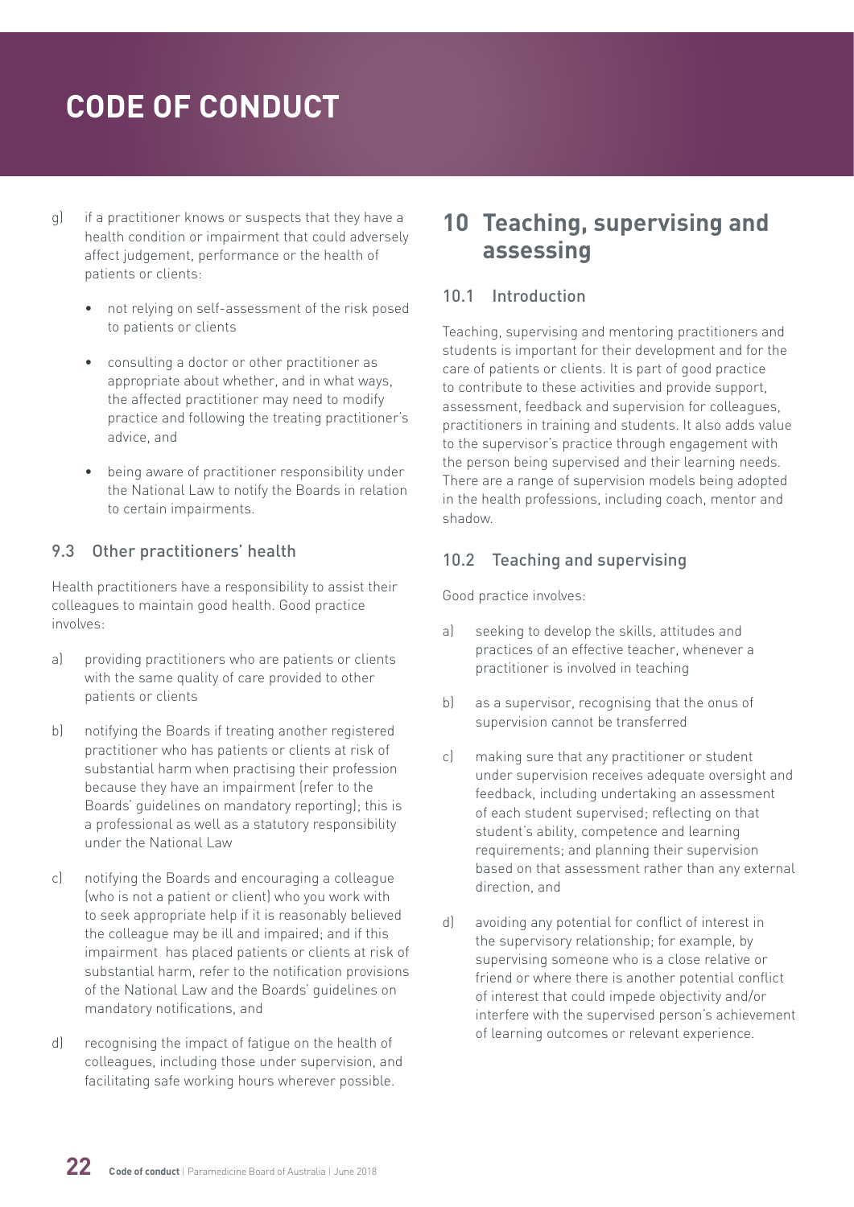g) if a practitioner knows or suspects that they have a health condition or impairment that could adversely affect judgement, performance or the health of patients or clients:

- not relying on self-assessment of the risk posed to patients or clients
- consulting a doctor or other practitioner as appropriate about whether, and in what ways, the affected practitioner may need to modify practice and following the treating practitioner's advice, and
- being aware of practitioner responsibility under the National Law to notify the Boards in relation to certain impairments.

### 9.3 Other practitioners' health

Health practitioners have a responsibility to assist their colleagues to maintain good health. Good practice involves:

a) providing practitioners who are patients or clients with the same quality of care provided to other patients or clients

b) notifying the Boards if treating another registered practitioner who has patients or clients at risk of substantial harm when practising their profession because they have an impairment (refer to the Boards' guidelines on mandatory reporting); this is a professional as well as a statutory responsibility under the National Law

c) notifying the Boards and encouraging a colleague (who is not a patient or client) who you work with to seek appropriate help if it is reasonably believed the colleague may be ill and impaired; and if this impairment has placed patients or clients at risk of substantial harm, refer to the notification provisions of the National Law and the Boards' guidelines on mandatory notifications, and

d) recognising the impact of fatigue on the health of colleagues, including those under supervision, and facilitating safe working hours wherever possible.

## 10 Teaching, supervising and assessing

### 10.1 Introduction

Teaching, supervising and mentoring practitioners and students is important for their development and for the care of patients or clients. It is part of good practice to contribute to these activities and provide support, assessment, feedback and supervision for colleagues, practitioners in training and students. It also adds value to the supervisor's practice through engagement with the person being supervised and their learning needs. There are a range of supervision models being adopted in the health professions, including coach, mentor and shadow.

### 10.2 Teaching and supervising

Good practice involves:

a) seeking to develop the skills, attitudes and practices of an effective teacher, whenever a practitioner is involved in teaching

b) as a supervisor, recognising that the onus of supervision cannot be transferred

c) making sure that any practitioner or student under supervision receives adequate oversight and feedback, including undertaking an assessment of each student supervised; reflecting on that student's ability, competence and learning requirements; and planning their supervision based on that assessment rather than any external direction, and

d) avoiding any potential for conflict of interest in the supervisory relationship; for example, by supervising someone who is a close relative or friend or where there is another potential conflict of interest that could impede objectivity and/or interfere with the supervised person's achievement of learning outcomes or relevant experience.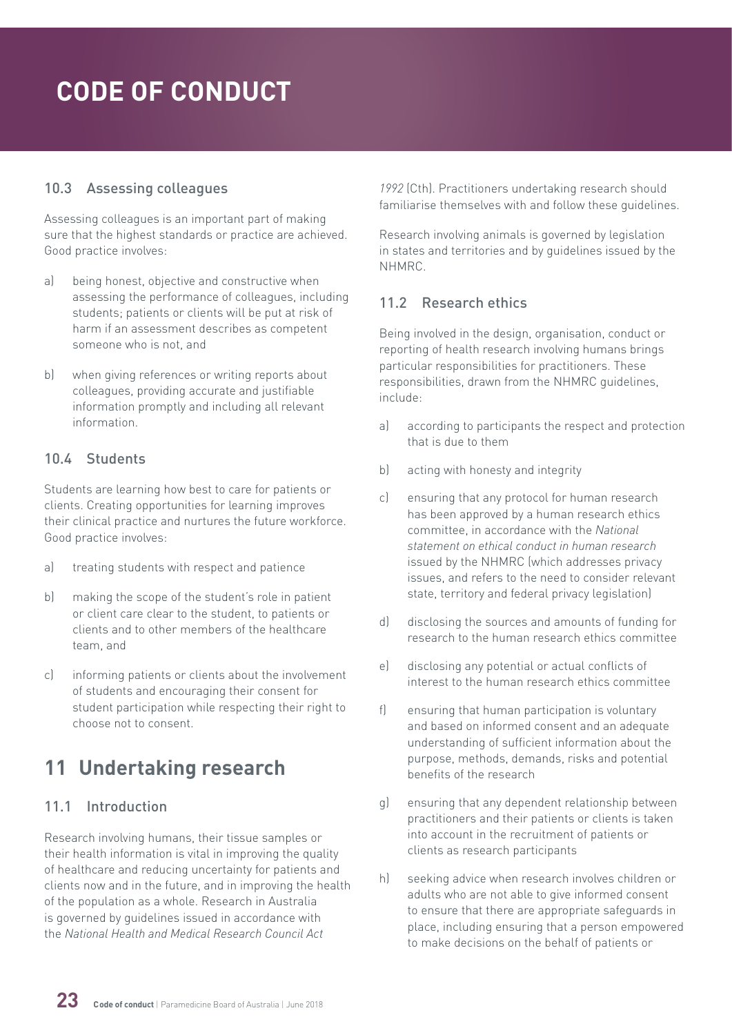### 10.3 Assessing colleagues

Assessing colleagues is an important part of making sure that the highest standards or practice are achieved. Good practice involves:

a) being honest, objective and constructive when assessing the performance of colleagues, including students; patients or clients will be put at risk of harm if an assessment describes as competent someone who is not, and

b) when giving references or writing reports about colleagues, providing accurate and justifiable information promptly and including all relevant information.

### 10.4 Students

Students are learning how best to care for patients or clients. Creating opportunities for learning improves their clinical practice and nurtures the future workforce. Good practice involves:

a) treating students with respect and patience

b) making the scope of the student's role in patient or client care clear to the student, to patients or clients and to other members of the healthcare team, and

c) informing patients or clients about the involvement of students and encouraging their consent for student participation while respecting their right to choose not to consent.

## 11 Undertaking research

### 11.1 Introduction

Research involving humans, their tissue samples or their health information is vital in improving the quality of healthcare and reducing uncertainty for patients and clients now and in the future, and in improving the health of the population as a whole. Research in Australia is governed by guidelines issued in accordance with the *National Health and Medical Research Council Act 1992* (Cth). Practitioners undertaking research should familiarise themselves with and follow these guidelines.

Research involving animals is governed by legislation in states and territories and by guidelines issued by the NHMRC.

### 11.2 Research ethics

Being involved in the design, organisation, conduct or reporting of health research involving humans brings particular responsibilities for practitioners. These responsibilities, drawn from the NHMRC guidelines, include:

a) according to participants the respect and protection that is due to them

b) acting with honesty and integrity

c) ensuring that any protocol for human research has been approved by a human research ethics committee, in accordance with the *National statement on ethical conduct in human research* issued by the NHMRC (which addresses privacy issues, and refers to the need to consider relevant state, territory and federal privacy legislation)

d) disclosing the sources and amounts of funding for research to the human research ethics committee

e) disclosing any potential or actual conflicts of interest to the human research ethics committee

f) ensuring that human participation is voluntary and based on informed consent and an adequate understanding of sufficient information about the purpose, methods, demands, risks and potential benefits of the research

g) ensuring that any dependent relationship between practitioners and their patients or clients is taken into account in the recruitment of patients or clients as research participants

h) seeking advice when research involves children or adults who are not able to give informed consent to ensure that there are appropriate safeguards in place, including ensuring that a person empowered to make decisions on the behalf of patients or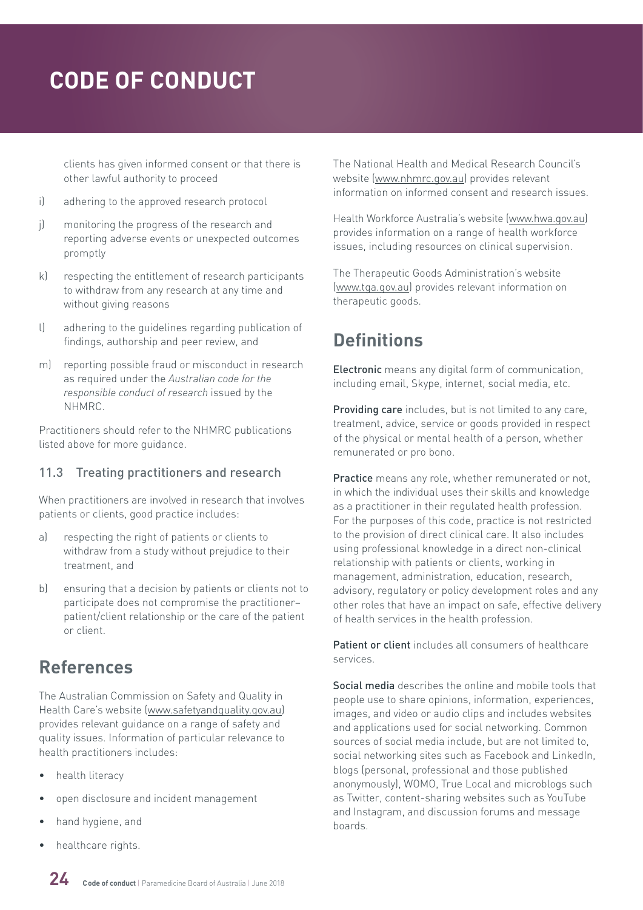clients has given informed consent or that there is other lawful authority to proceed

i) adhering to the approved research protocol

j) monitoring the progress of the research and reporting adverse events or unexpected outcomes promptly

k) respecting the entitlement of research participants to withdraw from any research at any time and without giving reasons

l) adhering to the guidelines regarding publication of findings, authorship and peer review, and

m) reporting possible fraud or misconduct in research as required under the *Australian code for the responsible conduct of research* issued by the NHMRC.

Practitioners should refer to the NHMRC publications listed above for more guidance.

### 11.3 Treating practitioners and research

When practitioners are involved in research that involves patients or clients, good practice includes:

a) respecting the right of patients or clients to withdraw from a study without prejudice to their treatment, and

b) ensuring that a decision by patients or clients not to participate does not compromise the practitioner–patient/client relationship or the care of the patient or client.

## References

The Australian Commission on Safety and Quality in Health Care's website (www.safetyandquality.gov.au) provides relevant guidance on a range of safety and quality issues. Information of particular relevance to health practitioners includes:

- health literacy
- open disclosure and incident management
- hand hygiene, and
- healthcare rights.

The National Health and Medical Research Council's website (www.nhmrc.gov.au) provides relevant information on informed consent and research issues.

Health Workforce Australia's website (www.hwa.gov.au) provides information on a range of health workforce issues, including resources on clinical supervision.

The Therapeutic Goods Administration's website (www.tga.gov.au) provides relevant information on therapeutic goods.

## Definitions

**Electronic** means any digital form of communication, including email, Skype, internet, social media, etc.

**Providing care** includes, but is not limited to any care, treatment, advice, service or goods provided in respect of the physical or mental health of a person, whether remunerated or pro bono.

**Practice** means any role, whether remunerated or not, in which the individual uses their skills and knowledge as a practitioner in their regulated health profession. For the purposes of this code, practice is not restricted to the provision of direct clinical care. It also includes using professional knowledge in a direct non-clinical relationship with patients or clients, working in management, administration, education, research, advisory, regulatory or policy development roles and any other roles that have an impact on safe, effective delivery of health services in the health profession.

**Patient or client** includes all consumers of healthcare services.

**Social media** describes the online and mobile tools that people use to share opinions, information, experiences, images, and video or audio clips and includes websites and applications used for social networking. Common sources of social media include, but are not limited to, social networking sites such as Facebook and LinkedIn, blogs (personal, professional and those published anonymously), WOMO, True Local and microblogs such as Twitter, content-sharing websites such as YouTube and Instagram, and discussion forums and message boards.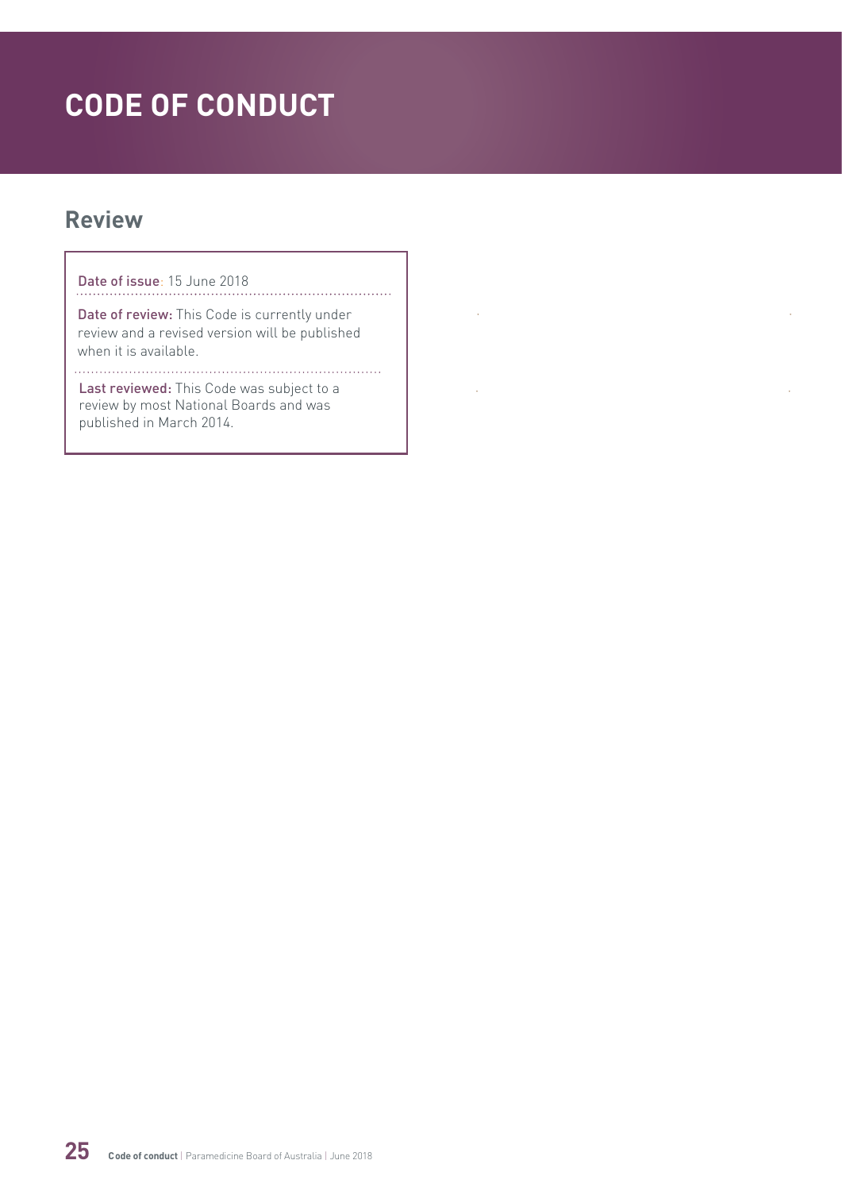# CODE OF CONDUCT

## Review

Date of issue: 15 June 2018

Date of review: This Code is currently under review and a revised version will be published when it is available.

Last reviewed: This Code was subject to a review by most National Boards and was published in March 2014.